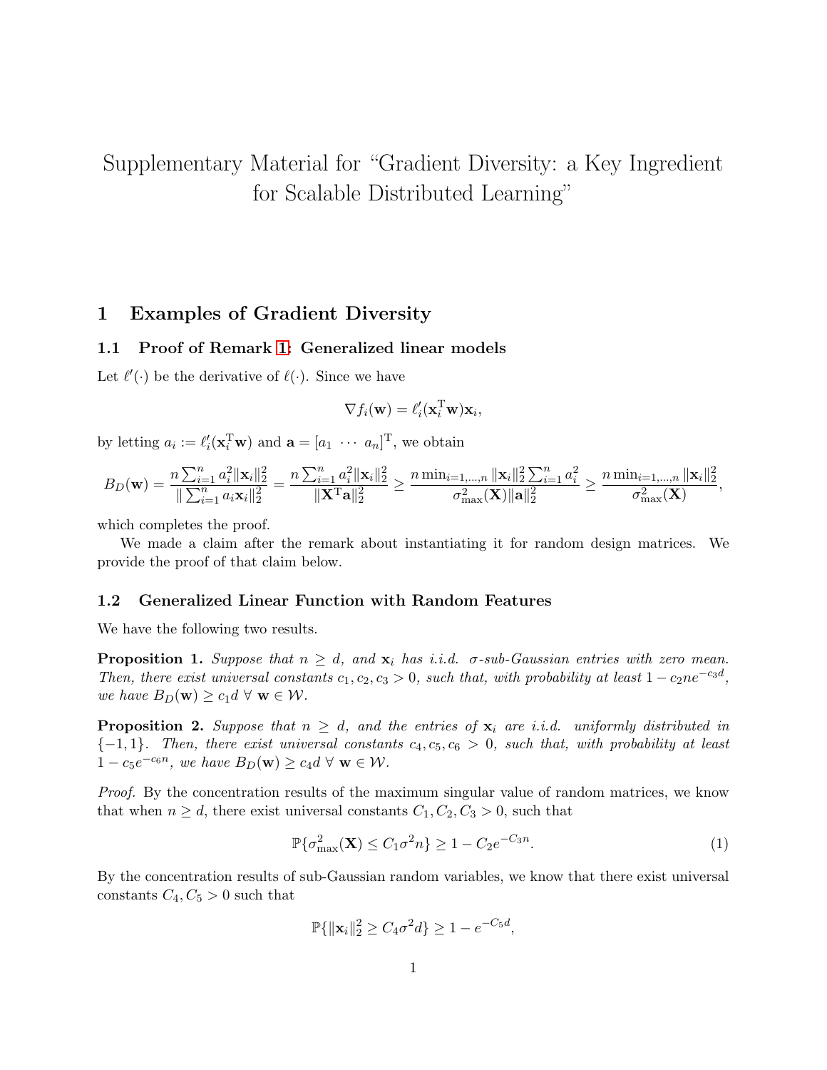# Supplementary Material for "Gradient Diversity: a Key Ingredient for Scalable Distributed Learning"

## 1 Examples of Gradient Diversity

### 1.1 Proof of Remark 1: Generalized linear models

Let $\ell'(\cdot)$ be the derivative of $\ell(\cdot)$. Since we have

$$\nabla f_i(\mathbf{w}) = \ell_i'(\mathbf{x}_i^{\mathrm{T}}\mathbf{w})\mathbf{x}_i,$$

by letting $a_i := \ell_i'(\mathbf{x}_i^{\mathrm{T}}\mathbf{w})$ and $\mathbf{a} = [a_1 \ \cdots \ a_n]^{\mathrm{T}}$, we obtain

$$B_D(\mathbf{w}) = \frac{n\sum_{i=1}^n a_i^2 \|\mathbf{x}_i\|_2^2}{\|\sum_{i=1}^n a_i \mathbf{x}_i\|_2^2} = \frac{n\sum_{i=1}^n a_i^2 \|\mathbf{x}_i\|_2^2}{\|\mathbf{X}^{\mathrm{T}}\mathbf{a}\|_2^2} \geq \frac{n \min_{i=1,\ldots,n}\|\mathbf{x}_i\|_2^2 \sum_{i=1}^n a_i^2}{\sigma_{\max}^2(\mathbf{X})\|\mathbf{a}\|_2^2} \geq \frac{n \min_{i=1,\ldots,n}\|\mathbf{x}_i\|_2^2}{\sigma_{\max}^2(\mathbf{X})},$$

which completes the proof.

We made a claim after the remark about instantiating it for random design matrices. We provide the proof of that claim below.

### 1.2 Generalized Linear Function with Random Features

We have the following two results.

**Proposition 1.** *Suppose that $n \geq d$, and $\mathbf{x}_i$ has i.i.d. $\sigma$-sub-Gaussian entries with zero mean. Then, there exist universal constants $c_1, c_2, c_3 > 0$, such that, with probability at least $1 - c_2 n e^{-c_3 d}$, we have $B_D(\mathbf{w}) \geq c_1 d \ \forall \ \mathbf{w} \in \mathcal{W}$.*

**Proposition 2.** *Suppose that $n \geq d$, and the entries of $\mathbf{x}_i$ are i.i.d. uniformly distributed in $\{-1, 1\}$. Then, there exist universal constants $c_4, c_5, c_6 > 0$, such that, with probability at least $1 - c_5 e^{-c_6 n}$, we have $B_D(\mathbf{w}) \geq c_4 d \ \forall \ \mathbf{w} \in \mathcal{W}$.*

*Proof.* By the concentration results of the maximum singular value of random matrices, we know that when $n \geq d$, there exist universal constants $C_1, C_2, C_3 > 0$, such that

$$\mathbb{P}\{\sigma_{\max}^2(\mathbf{X}) \leq C_1 \sigma^2 n\} \geq 1 - C_2 e^{-C_3 n}. \tag{1}$$

By the concentration results of sub-Gaussian random variables, we know that there exist universal constants $C_4, C_5 > 0$ such that

$$\mathbb{P}\{\|\mathbf{x}_i\|_2^2 \geq C_4 \sigma^2 d\} \geq 1 - e^{-C_5 d},$$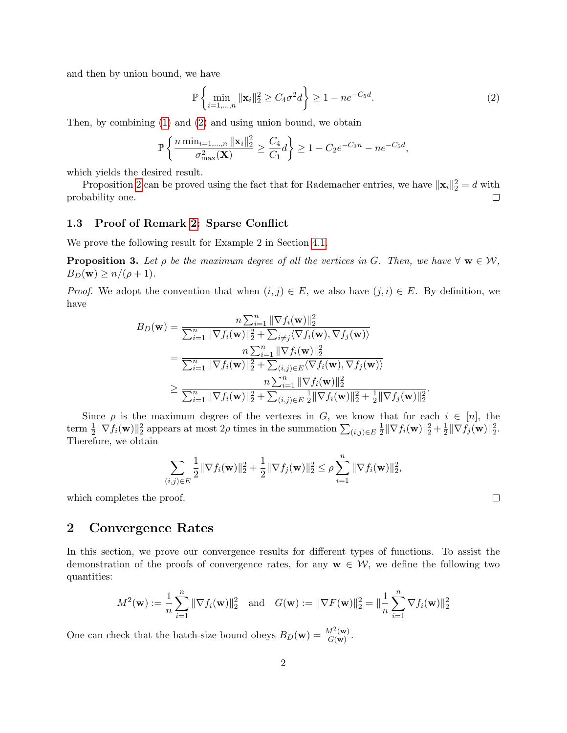and then by union bound, we have

$$\mathbb{P}\left\{\min_{i=1,\ldots,n} \|\mathbf{x}_i\|_2^2 \geq C_4\sigma^2 d\right\} \geq 1 - ne^{-C_5 d}. \tag{2}$$

Then, by combining (1) and (2) and using union bound, we obtain

$$\mathbb{P}\left\{\frac{n \min_{i=1,\ldots,n} \|\mathbf{x}_i\|_2^2}{\sigma_{\max}^2(\mathbf{X})} \geq \frac{C_4}{C_1} d\right\} \geq 1 - C_2 e^{-C_3 n} - ne^{-C_5 d},$$

which yields the desired result.

Proposition 2 can be proved using the fact that for Rademacher entries, we have $\|\mathbf{x}_i\|_2^2 = d$ with probability one. $\square$

### 1.3 Proof of Remark 2: Sparse Conflict

We prove the following result for Example 2 in Section 4.1.

**Proposition 3.** *Let $\rho$ be the maximum degree of all the vertices in $G$. Then, we have $\forall\ \mathbf{w} \in \mathcal{W}$, $B_D(\mathbf{w}) \geq n/(\rho+1)$.*

*Proof.* We adopt the convention that when $(i,j) \in E$, we also have $(j,i) \in E$. By definition, we have

$$\begin{aligned}
B_D(\mathbf{w}) &= \frac{n\sum_{i=1}^n \|\nabla f_i(\mathbf{w})\|_2^2}{\sum_{i=1}^n \|\nabla f_i(\mathbf{w})\|_2^2 + \sum_{i\neq j}\langle \nabla f_i(\mathbf{w}), \nabla f_j(\mathbf{w})\rangle} \\
&= \frac{n\sum_{i=1}^n \|\nabla f_i(\mathbf{w})\|_2^2}{\sum_{i=1}^n \|\nabla f_i(\mathbf{w})\|_2^2 + \sum_{(i,j)\in E}\langle \nabla f_i(\mathbf{w}), \nabla f_j(\mathbf{w})\rangle} \\
&\geq \frac{n\sum_{i=1}^n \|\nabla f_i(\mathbf{w})\|_2^2}{\sum_{i=1}^n \|\nabla f_i(\mathbf{w})\|_2^2 + \sum_{(i,j)\in E}\frac{1}{2}\|\nabla f_i(\mathbf{w})\|_2^2 + \frac{1}{2}\|\nabla f_j(\mathbf{w})\|_2^2}.
\end{aligned}$$

Since $\rho$ is the maximum degree of the vertexes in $G$, we know that for each $i \in [n]$, the term $\frac{1}{2}\|\nabla f_i(\mathbf{w})\|_2^2$ appears at most $2\rho$ times in the summation $\sum_{(i,j)\in E}\frac{1}{2}\|\nabla f_i(\mathbf{w})\|_2^2 + \frac{1}{2}\|\nabla f_j(\mathbf{w})\|_2^2$. Therefore, we obtain

$$\sum_{(i,j)\in E}\frac{1}{2}\|\nabla f_i(\mathbf{w})\|_2^2 + \frac{1}{2}\|\nabla f_j(\mathbf{w})\|_2^2 \leq \rho\sum_{i=1}^n \|\nabla f_i(\mathbf{w})\|_2^2,$$

which completes the proof. $\square$

## 2 Convergence Rates

In this section, we prove our convergence results for different types of functions. To assist the demonstration of the proofs of convergence rates, for any $\mathbf{w} \in \mathcal{W}$, we define the following two quantities:

$$M^2(\mathbf{w}) := \frac{1}{n}\sum_{i=1}^n \|\nabla f_i(\mathbf{w})\|_2^2 \quad \text{and} \quad G(\mathbf{w}) := \|\nabla F(\mathbf{w})\|_2^2 = \|\frac{1}{n}\sum_{i=1}^n \nabla f_i(\mathbf{w})\|_2^2$$

One can check that the batch-size bound obeys $B_D(\mathbf{w}) = \frac{M^2(\mathbf{w})}{G(\mathbf{w})}$.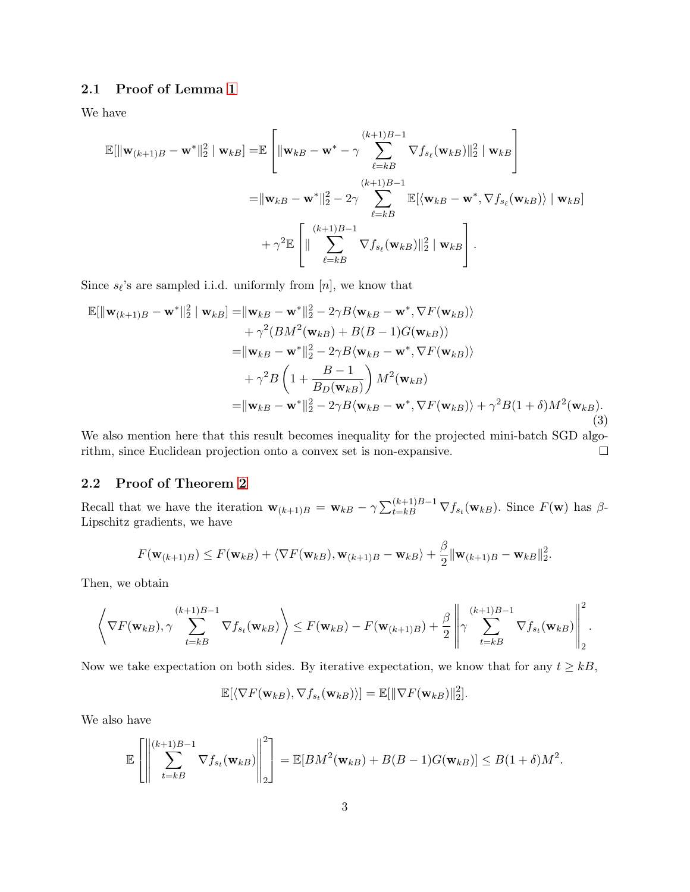### 2.1 Proof of Lemma 1

We have

$$
\begin{aligned}
\mathbb{E}[\|\mathbf{w}_{(k+1)B} - \mathbf{w}^*\|_2^2 \mid \mathbf{w}_{kB}] =& \mathbb{E}\left[\|\mathbf{w}_{kB} - \mathbf{w}^* - \gamma \sum_{\ell=kB}^{(k+1)B-1} \nabla f_{s_\ell}(\mathbf{w}_{kB})\|_2^2 \mid \mathbf{w}_{kB}\right] \\
=& \|\mathbf{w}_{kB} - \mathbf{w}^*\|_2^2 - 2\gamma \sum_{\ell=kB}^{(k+1)B-1} \mathbb{E}[\langle \mathbf{w}_{kB} - \mathbf{w}^*, \nabla f_{s_\ell}(\mathbf{w}_{kB})\rangle \mid \mathbf{w}_{kB}] \\
&+ \gamma^2 \mathbb{E}\left[\| \sum_{\ell=kB}^{(k+1)B-1} \nabla f_{s_\ell}(\mathbf{w}_{kB})\|_2^2 \mid \mathbf{w}_{kB}\right].
\end{aligned}
$$

Since $s_\ell$'s are sampled i.i.d. uniformly from $[n]$, we know that

$$
\begin{aligned}
\mathbb{E}[\|\mathbf{w}_{(k+1)B} - \mathbf{w}^*\|_2^2 \mid \mathbf{w}_{kB}] =& \|\mathbf{w}_{kB} - \mathbf{w}^*\|_2^2 - 2\gamma B \langle \mathbf{w}_{kB} - \mathbf{w}^*, \nabla F(\mathbf{w}_{kB})\rangle \\
&+ \gamma^2 (B M^2(\mathbf{w}_{kB}) + B(B-1)G(\mathbf{w}_{kB})) \\
=& \|\mathbf{w}_{kB} - \mathbf{w}^*\|_2^2 - 2\gamma B \langle \mathbf{w}_{kB} - \mathbf{w}^*, \nabla F(\mathbf{w}_{kB})\rangle \\
&+ \gamma^2 B \left(1 + \frac{B-1}{B_D(\mathbf{w}_{kB})}\right) M^2(\mathbf{w}_{kB}) \\
=& \|\mathbf{w}_{kB} - \mathbf{w}^*\|_2^2 - 2\gamma B \langle \mathbf{w}_{kB} - \mathbf{w}^*, \nabla F(\mathbf{w}_{kB})\rangle + \gamma^2 B(1+\delta) M^2(\mathbf{w}_{kB}).
\end{aligned} \tag{3}
$$

We also mention here that this result becomes inequality for the projected mini-batch SGD algorithm, since Euclidean projection onto a convex set is non-expansive. □

### 2.2 Proof of Theorem 2

Recall that we have the iteration $\mathbf{w}_{(k+1)B} = \mathbf{w}_{kB} - \gamma \sum_{t=kB}^{(k+1)B-1} \nabla f_{s_t}(\mathbf{w}_{kB})$. Since $F(\mathbf{w})$ has $\beta$-Lipschitz gradients, we have

$$
F(\mathbf{w}_{(k+1)B}) \le F(\mathbf{w}_{kB}) + \langle \nabla F(\mathbf{w}_{kB}), \mathbf{w}_{(k+1)B} - \mathbf{w}_{kB}\rangle + \frac{\beta}{2}\|\mathbf{w}_{(k+1)B} - \mathbf{w}_{kB}\|_2^2.
$$

Then, we obtain

$$
\left\langle \nabla F(\mathbf{w}_{kB}), \gamma \sum_{t=kB}^{(k+1)B-1} \nabla f_{s_t}(\mathbf{w}_{kB}) \right\rangle \le F(\mathbf{w}_{kB}) - F(\mathbf{w}_{(k+1)B}) + \frac{\beta}{2}\left\|\gamma \sum_{t=kB}^{(k+1)B-1} \nabla f_{s_t}(\mathbf{w}_{kB})\right\|_2^2.
$$

Now we take expectation on both sides. By iterative expectation, we know that for any $t \ge kB$,

$$
\mathbb{E}[\langle \nabla F(\mathbf{w}_{kB}), \nabla f_{s_t}(\mathbf{w}_{kB})\rangle] = \mathbb{E}[\|\nabla F(\mathbf{w}_{kB})\|_2^2].
$$

We also have

$$
\mathbb{E}\left[\left\|\sum_{t=kB}^{(k+1)B-1} \nabla f_{s_t}(\mathbf{w}_{kB})\right\|_2^2\right] = \mathbb{E}[B M^2(\mathbf{w}_{kB}) + B(B-1)G(\mathbf{w}_{kB})] \le B(1+\delta)M^2.
$$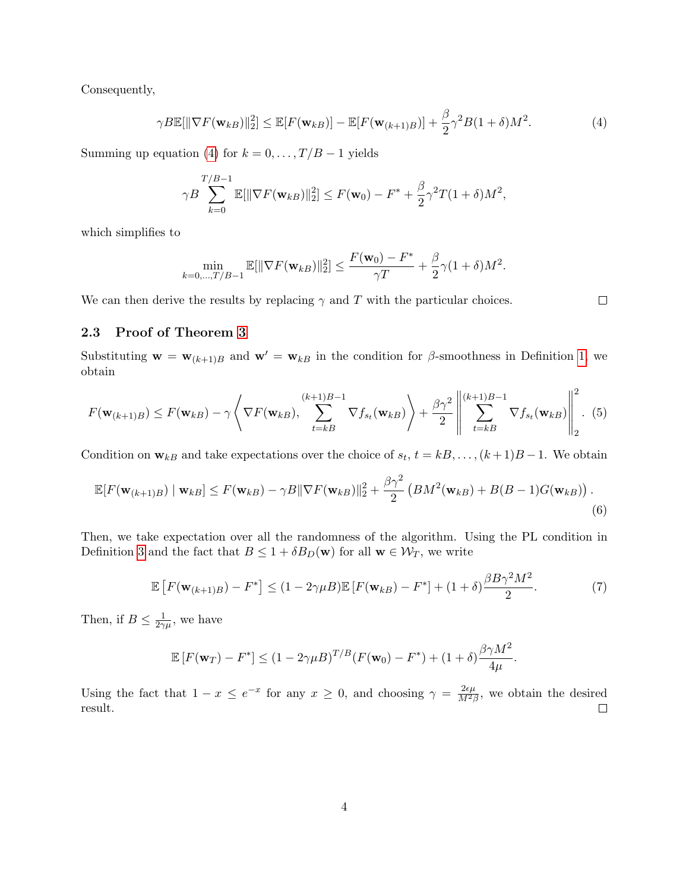Consequently,

$$\gamma B \mathbb{E}[\|\nabla F(\mathbf{w}_{kB})\|_2^2] \leq \mathbb{E}[F(\mathbf{w}_{kB})] - \mathbb{E}[F(\mathbf{w}_{(k+1)B})] + \frac{\beta}{2}\gamma^2 B(1+\delta)M^2. \tag{4}$$

Summing up equation (4) for $k = 0, \dots, T/B - 1$ yields

$$\gamma B \sum_{k=0}^{T/B-1} \mathbb{E}[\|\nabla F(\mathbf{w}_{kB})\|_2^2] \leq F(\mathbf{w}_0) - F^* + \frac{\beta}{2}\gamma^2 T(1+\delta)M^2,$$

which simplifies to

$$\min_{k=0,\dots,T/B-1} \mathbb{E}[\|\nabla F(\mathbf{w}_{kB})\|_2^2] \leq \frac{F(\mathbf{w}_0) - F^*}{\gamma T} + \frac{\beta}{2}\gamma(1+\delta)M^2.$$

We can then derive the results by replacing $\gamma$ and $T$ with the particular choices. □

### 2.3 Proof of Theorem 3

Substituting $\mathbf{w} = \mathbf{w}_{(k+1)B}$ and $\mathbf{w}' = \mathbf{w}_{kB}$ in the condition for $\beta$-smoothness in Definition 1, we obtain

$$F(\mathbf{w}_{(k+1)B}) \leq F(\mathbf{w}_{kB}) - \gamma \left\langle \nabla F(\mathbf{w}_{kB}), \sum_{t=kB}^{(k+1)B-1} \nabla f_{s_t}(\mathbf{w}_{kB}) \right\rangle + \frac{\beta\gamma^2}{2} \left\| \sum_{t=kB}^{(k+1)B-1} \nabla f_{s_t}(\mathbf{w}_{kB}) \right\|_2^2. \tag{5}$$

Condition on $\mathbf{w}_{kB}$ and take expectations over the choice of $s_t$, $t = kB, \dots, (k+1)B-1$. We obtain

$$\mathbb{E}[F(\mathbf{w}_{(k+1)B}) \mid \mathbf{w}_{kB}] \leq F(\mathbf{w}_{kB}) - \gamma B \|\nabla F(\mathbf{w}_{kB})\|_2^2 + \frac{\beta\gamma^2}{2}\left(BM^2(\mathbf{w}_{kB}) + B(B-1)G(\mathbf{w}_{kB})\right). \tag{6}$$

Then, we take expectation over all the randomness of the algorithm. Using the PL condition in Definition 3 and the fact that $B \leq 1 + \delta B_D(\mathbf{w})$ for all $\mathbf{w} \in \mathcal{W}_T$, we write

$$\mathbb{E}\left[F(\mathbf{w}_{(k+1)B}) - F^*\right] \leq (1 - 2\gamma\mu B)\mathbb{E}\left[F(\mathbf{w}_{kB}) - F^*\right] + (1+\delta)\frac{\beta B\gamma^2 M^2}{2}. \tag{7}$$

Then, if $B \leq \frac{1}{2\gamma\mu}$, we have

$$\mathbb{E}\left[F(\mathbf{w}_T) - F^*\right] \leq (1 - 2\gamma\mu B)^{T/B}(F(\mathbf{w}_0) - F^*) + (1+\delta)\frac{\beta\gamma M^2}{4\mu}.$$

Using the fact that $1 - x \leq e^{-x}$ for any $x \geq 0$, and choosing $\gamma = \frac{2\epsilon\mu}{M^2\beta}$, we obtain the desired result. □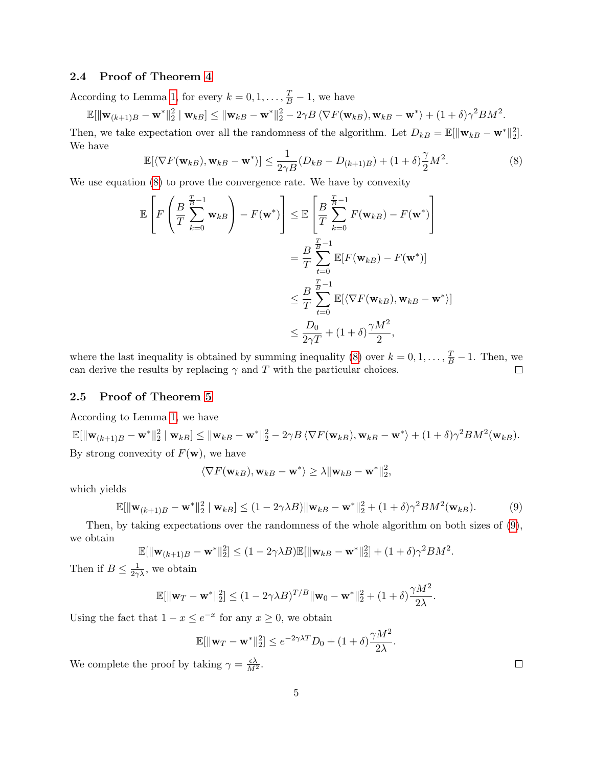### 2.4 Proof of Theorem 4

According to Lemma 1, for every $k = 0, 1, \ldots, \frac{T}{B} - 1$, we have

$$\mathbb{E}[\|\mathbf{w}_{(k+1)B} - \mathbf{w}^*\|_2^2 \mid \mathbf{w}_{kB}] \leq \|\mathbf{w}_{kB} - \mathbf{w}^*\|_2^2 - 2\gamma B \langle \nabla F(\mathbf{w}_{kB}), \mathbf{w}_{kB} - \mathbf{w}^* \rangle + (1+\delta)\gamma^2 B M^2.$$

Then, we take expectation over all the randomness of the algorithm. Let $D_{kB} = \mathbb{E}[\|\mathbf{w}_{kB} - \mathbf{w}^*\|_2^2]$. We have

$$\mathbb{E}[\langle \nabla F(\mathbf{w}_{kB}), \mathbf{w}_{kB} - \mathbf{w}^* \rangle] \leq \frac{1}{2\gamma B}(D_{kB} - D_{(k+1)B}) + (1+\delta)\frac{\gamma}{2}M^2. \tag{8}$$

We use equation (8) to prove the convergence rate. We have by convexity

$$\begin{aligned}
\mathbb{E}\left[F\left(\frac{B}{T}\sum_{k=0}^{\frac{T}{B}-1} \mathbf{w}_{kB}\right) - F(\mathbf{w}^*)\right] &\leq \mathbb{E}\left[\frac{B}{T}\sum_{k=0}^{\frac{T}{B}-1} F(\mathbf{w}_{kB}) - F(\mathbf{w}^*)\right] \\
&= \frac{B}{T}\sum_{t=0}^{\frac{T}{B}-1} \mathbb{E}[F(\mathbf{w}_{kB}) - F(\mathbf{w}^*)] \\
&\leq \frac{B}{T}\sum_{t=0}^{\frac{T}{B}-1} \mathbb{E}[\langle \nabla F(\mathbf{w}_{kB}), \mathbf{w}_{kB} - \mathbf{w}^* \rangle] \\
&\leq \frac{D_0}{2\gamma T} + (1+\delta)\frac{\gamma M^2}{2},
\end{aligned}$$

where the last inequality is obtained by summing inequality (8) over $k = 0, 1, \ldots, \frac{T}{B} - 1$. Then, we can derive the results by replacing $\gamma$ and $T$ with the particular choices. □

### 2.5 Proof of Theorem 5

According to Lemma 1, we have

$$\mathbb{E}[\|\mathbf{w}_{(k+1)B} - \mathbf{w}^*\|_2^2 \mid \mathbf{w}_{kB}] \leq \|\mathbf{w}_{kB} - \mathbf{w}^*\|_2^2 - 2\gamma B \langle \nabla F(\mathbf{w}_{kB}), \mathbf{w}_{kB} - \mathbf{w}^* \rangle + (1+\delta)\gamma^2 B M^2(\mathbf{w}_{kB}).$$

By strong convexity of $F(\mathbf{w})$, we have

$$\langle \nabla F(\mathbf{w}_{kB}), \mathbf{w}_{kB} - \mathbf{w}^* \rangle \geq \lambda \|\mathbf{w}_{kB} - \mathbf{w}^*\|_2^2,$$

which yields

$$\mathbb{E}[\|\mathbf{w}_{(k+1)B} - \mathbf{w}^*\|_2^2 \mid \mathbf{w}_{kB}] \leq (1 - 2\gamma\lambda B)\|\mathbf{w}_{kB} - \mathbf{w}^*\|_2^2 + (1+\delta)\gamma^2 B M^2(\mathbf{w}_{kB}). \tag{9}$$

Then, by taking expectations over the randomness of the whole algorithm on both sizes of (9), we obtain

$$\mathbb{E}[\|\mathbf{w}_{(k+1)B} - \mathbf{w}^*\|_2^2] \leq (1 - 2\gamma\lambda B)\mathbb{E}[\|\mathbf{w}_{kB} - \mathbf{w}^*\|_2^2] + (1+\delta)\gamma^2 B M^2.$$

Then if $B \leq \frac{1}{2\gamma\lambda}$, we obtain

$$\mathbb{E}[\|\mathbf{w}_T - \mathbf{w}^*\|_2^2] \leq (1 - 2\gamma\lambda B)^{T/B}\|\mathbf{w}_0 - \mathbf{w}^*\|_2^2 + (1+\delta)\frac{\gamma M^2}{2\lambda}.$$

Using the fact that $1 - x \leq e^{-x}$ for any $x \geq 0$, we obtain

$$\mathbb{E}[\|\mathbf{w}_T - \mathbf{w}^*\|_2^2] \leq e^{-2\gamma\lambda T} D_0 + (1+\delta)\frac{\gamma M^2}{2\lambda}.$$

We complete the proof by taking $\gamma = \frac{\epsilon\lambda}{M^2}$. □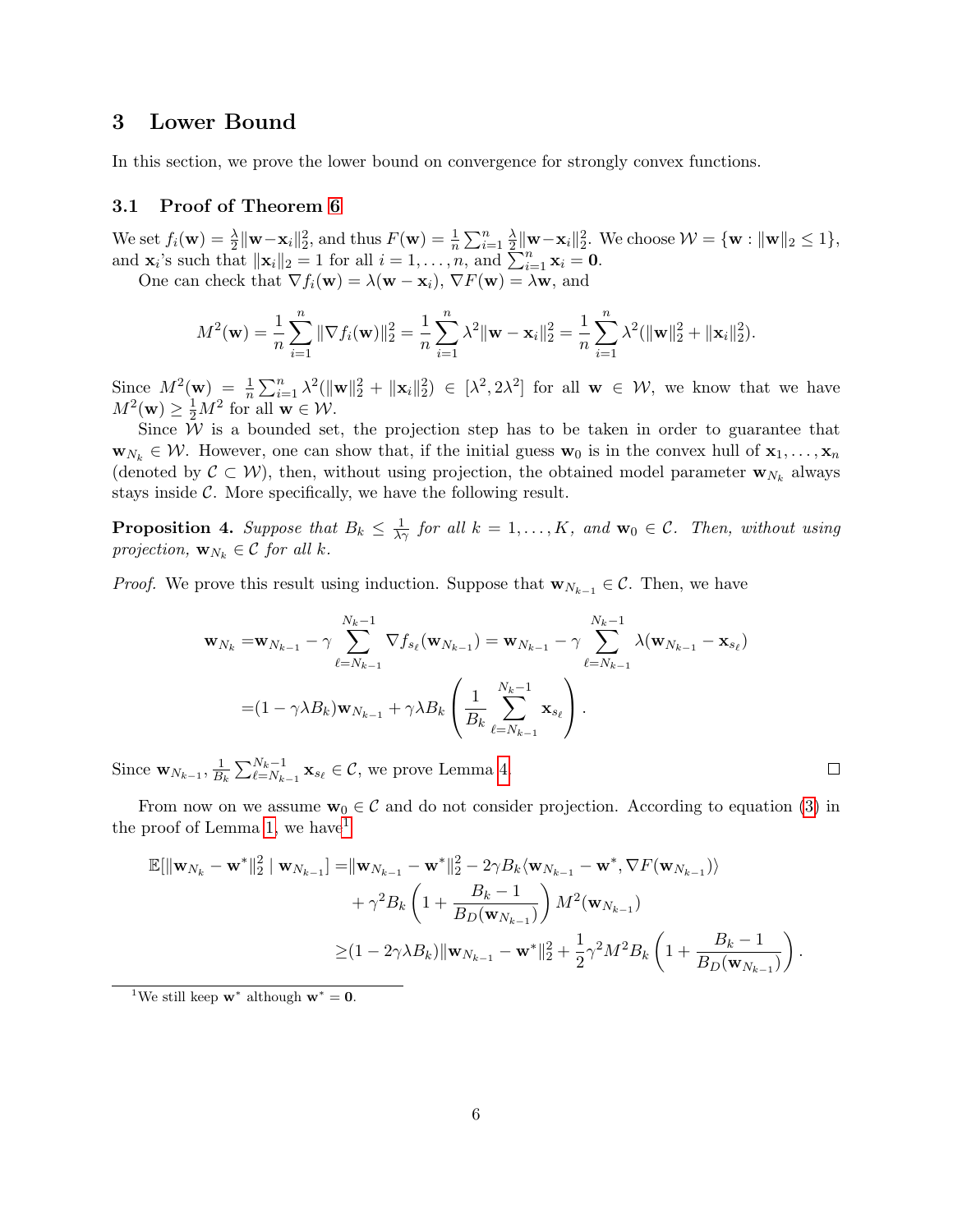## 3 Lower Bound

In this section, we prove the lower bound on convergence for strongly convex functions.

### 3.1 Proof of Theorem 6

We set $f_i(\mathbf{w}) = \frac{\lambda}{2}\|\mathbf{w}-\mathbf{x}_i\|_2^2$, and thus $F(\mathbf{w}) = \frac{1}{n}\sum_{i=1}^n \frac{\lambda}{2}\|\mathbf{w}-\mathbf{x}_i\|_2^2$. We choose $\mathcal{W} = \{\mathbf{w} : \|\mathbf{w}\|_2 \le 1\}$, and $\mathbf{x}_i$'s such that $\|\mathbf{x}_i\|_2 = 1$ for all $i = 1, \dots, n$, and $\sum_{i=1}^n \mathbf{x}_i = \mathbf{0}$.

One can check that $\nabla f_i(\mathbf{w}) = \lambda(\mathbf{w} - \mathbf{x}_i)$, $\nabla F(\mathbf{w}) = \lambda \mathbf{w}$, and

$$M^2(\mathbf{w}) = \frac{1}{n}\sum_{i=1}^n \|\nabla f_i(\mathbf{w})\|_2^2 = \frac{1}{n}\sum_{i=1}^n \lambda^2\|\mathbf{w}-\mathbf{x}_i\|_2^2 = \frac{1}{n}\sum_{i=1}^n \lambda^2(\|\mathbf{w}\|_2^2 + \|\mathbf{x}_i\|_2^2).$$

Since $M^2(\mathbf{w}) = \frac{1}{n}\sum_{i=1}^n \lambda^2(\|\mathbf{w}\|_2^2 + \|\mathbf{x}_i\|_2^2) \in [\lambda^2, 2\lambda^2]$ for all $\mathbf{w} \in \mathcal{W}$, we know that we have $M^2(\mathbf{w}) \ge \frac{1}{2}M^2$ for all $\mathbf{w} \in \mathcal{W}$.

Since $\mathcal{W}$ is a bounded set, the projection step has to be taken in order to guarantee that $\mathbf{w}_{N_k} \in \mathcal{W}$. However, one can show that, if the initial guess $\mathbf{w}_0$ is in the convex hull of $\mathbf{x}_1, \dots, \mathbf{x}_n$ (denoted by $\mathcal{C} \subset \mathcal{W}$), then, without using projection, the obtained model parameter $\mathbf{w}_{N_k}$ always stays inside $\mathcal{C}$. More specifically, we have the following result.

**Proposition 4.** *Suppose that $B_k \le \frac{1}{\lambda\gamma}$ for all $k = 1, \dots, K$, and $\mathbf{w}_0 \in \mathcal{C}$. Then, without using projection, $\mathbf{w}_{N_k} \in \mathcal{C}$ for all $k$.*

*Proof.* We prove this result using induction. Suppose that $\mathbf{w}_{N_{k-1}} \in \mathcal{C}$. Then, we have

$$\begin{aligned}
\mathbf{w}_{N_k} =& \mathbf{w}_{N_{k-1}} - \gamma \sum_{\ell=N_{k-1}}^{N_k-1} \nabla f_{s_\ell}(\mathbf{w}_{N_{k-1}}) = \mathbf{w}_{N_{k-1}} - \gamma \sum_{\ell=N_{k-1}}^{N_k-1} \lambda(\mathbf{w}_{N_{k-1}} - \mathbf{x}_{s_\ell}) \\
=& (1-\gamma\lambda B_k)\mathbf{w}_{N_{k-1}} + \gamma\lambda B_k \left(\frac{1}{B_k}\sum_{\ell=N_{k-1}}^{N_k-1} \mathbf{x}_{s_\ell}\right).
\end{aligned}$$

Since $\mathbf{w}_{N_{k-1}}, \frac{1}{B_k}\sum_{\ell=N_{k-1}}^{N_k-1} \mathbf{x}_{s_\ell} \in \mathcal{C}$, we prove Lemma 4. ∎

From now on we assume $\mathbf{w}_0 \in \mathcal{C}$ and do not consider projection. According to equation (3) in the proof of Lemma 1, we have[1]

$$\begin{aligned}
\mathbb{E}[\|\mathbf{w}_{N_k} - \mathbf{w}^*\|_2^2 \mid \mathbf{w}_{N_{k-1}}] =& \|\mathbf{w}_{N_{k-1}} - \mathbf{w}^*\|_2^2 - 2\gamma B_k \langle \mathbf{w}_{N_{k-1}} - \mathbf{w}^*, \nabla F(\mathbf{w}_{N_{k-1}})\rangle \\
&+ \gamma^2 B_k \left(1 + \frac{B_k - 1}{B_D(\mathbf{w}_{N_{k-1}})}\right) M^2(\mathbf{w}_{N_{k-1}}) \\
\ge& (1 - 2\gamma\lambda B_k)\|\mathbf{w}_{N_{k-1}} - \mathbf{w}^*\|_2^2 + \frac{1}{2}\gamma^2 M^2 B_k \left(1 + \frac{B_k - 1}{B_D(\mathbf{w}_{N_{k-1}})}\right).
\end{aligned}$$

[1] We still keep $\mathbf{w}^*$ although $\mathbf{w}^* = \mathbf{0}$.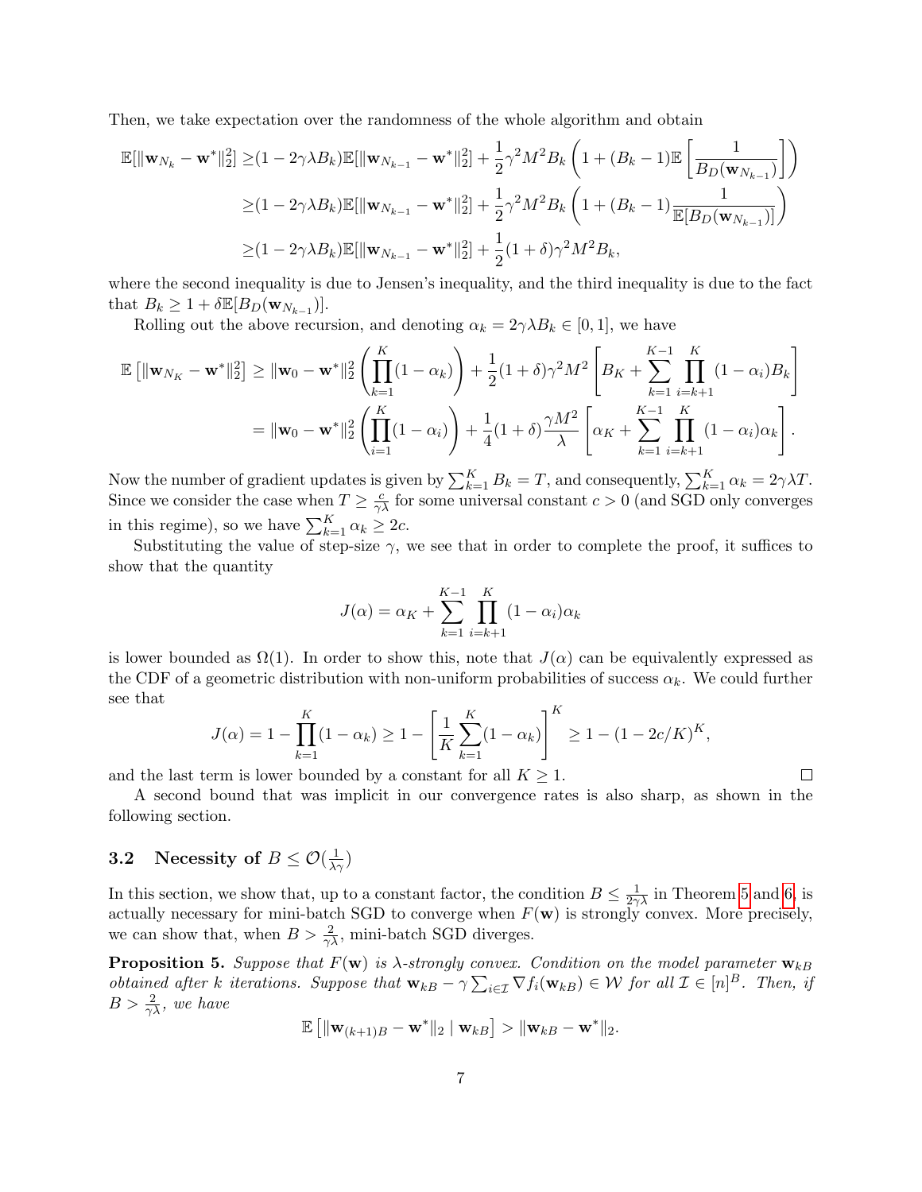Then, we take expectation over the randomness of the whole algorithm and obtain

$$
\begin{aligned}
\mathbb{E}[\|\mathbf{w}_{N_k} - \mathbf{w}^*\|_2^2] \geq& (1 - 2\gamma\lambda B_k)\mathbb{E}[\|\mathbf{w}_{N_{k-1}} - \mathbf{w}^*\|_2^2] + \frac{1}{2}\gamma^2 M^2 B_k \left(1 + (B_k - 1)\mathbb{E}\left[\frac{1}{B_D(\mathbf{w}_{N_{k-1}})}\right]\right) \\
\geq& (1 - 2\gamma\lambda B_k)\mathbb{E}[\|\mathbf{w}_{N_{k-1}} - \mathbf{w}^*\|_2^2] + \frac{1}{2}\gamma^2 M^2 B_k \left(1 + (B_k - 1)\frac{1}{\mathbb{E}[B_D(\mathbf{w}_{N_{k-1}})]}\right) \\
\geq& (1 - 2\gamma\lambda B_k)\mathbb{E}[\|\mathbf{w}_{N_{k-1}} - \mathbf{w}^*\|_2^2] + \frac{1}{2}(1+\delta)\gamma^2 M^2 B_k,
\end{aligned}
$$

where the second inequality is due to Jensen's inequality, and the third inequality is due to the fact that $B_k \geq 1 + \delta\mathbb{E}[B_D(\mathbf{w}_{N_{k-1}})]$.

Rolling out the above recursion, and denoting $\alpha_k = 2\gamma\lambda B_k \in [0, 1]$, we have

$$
\begin{aligned}
\mathbb{E}\left[\|\mathbf{w}_{N_K} - \mathbf{w}^*\|_2^2\right] \geq& \|\mathbf{w}_0 - \mathbf{w}^*\|_2^2 \left(\prod_{k=1}^{K}(1 - \alpha_k)\right) + \frac{1}{2}(1+\delta)\gamma^2 M^2 \left[B_K + \sum_{k=1}^{K-1}\prod_{i=k+1}^{K}(1-\alpha_i)B_k\right] \\
=& \|\mathbf{w}_0 - \mathbf{w}^*\|_2^2 \left(\prod_{i=1}^{K}(1 - \alpha_i)\right) + \frac{1}{4}(1+\delta)\frac{\gamma M^2}{\lambda}\left[\alpha_K + \sum_{k=1}^{K-1}\prod_{i=k+1}^{K}(1-\alpha_i)\alpha_k\right].
\end{aligned}
$$

Now the number of gradient updates is given by $\sum_{k=1}^{K} B_k = T$, and consequently, $\sum_{k=1}^{K}\alpha_k = 2\gamma\lambda T$. Since we consider the case when $T \geq \frac{c}{\gamma\lambda}$ for some universal constant $c > 0$ (and SGD only converges in this regime), so we have $\sum_{k=1}^{K}\alpha_k \geq 2c$.

Substituting the value of step-size $\gamma$, we see that in order to complete the proof, it suffices to show that the quantity

$$
J(\alpha) = \alpha_K + \sum_{k=1}^{K-1}\prod_{i=k+1}^{K}(1-\alpha_i)\alpha_k
$$

is lower bounded as $\Omega(1)$. In order to show this, note that $J(\alpha)$ can be equivalently expressed as the CDF of a geometric distribution with non-uniform probabilities of success $\alpha_k$. We could further see that

$$
J(\alpha) = 1 - \prod_{k=1}^{K}(1-\alpha_k) \geq 1 - \left[\frac{1}{K}\sum_{k=1}^{K}(1-\alpha_k)\right]^K \geq 1 - (1 - 2c/K)^K,
$$

and the last term is lower bounded by a constant for all $K \geq 1$. □

A second bound that was implicit in our convergence rates is also sharp, as shown in the following section.

### 3.2 Necessity of $B \leq \mathcal{O}(\frac{1}{\lambda\gamma})$

In this section, we show that, up to a constant factor, the condition $B \leq \frac{1}{2\gamma\lambda}$ in Theorem 5 and 6, is actually necessary for mini-batch SGD to converge when $F(\mathbf{w})$ is strongly convex. More precisely, we can show that, when $B > \frac{2}{\gamma\lambda}$, mini-batch SGD diverges.

**Proposition 5.** *Suppose that $F(\mathbf{w})$ is $\lambda$-strongly convex. Condition on the model parameter $\mathbf{w}_{kB}$ obtained after $k$ iterations. Suppose that $\mathbf{w}_{kB} - \gamma\sum_{i\in\mathcal{I}}\nabla f_i(\mathbf{w}_{kB}) \in \mathcal{W}$ for all $\mathcal{I} \in [n]^B$. Then, if $B > \frac{2}{\gamma\lambda}$, we have*

$$
\mathbb{E}\left[\|\mathbf{w}_{(k+1)B} - \mathbf{w}^*\|_2 \mid \mathbf{w}_{kB}\right] > \|\mathbf{w}_{kB} - \mathbf{w}^*\|_2.
$$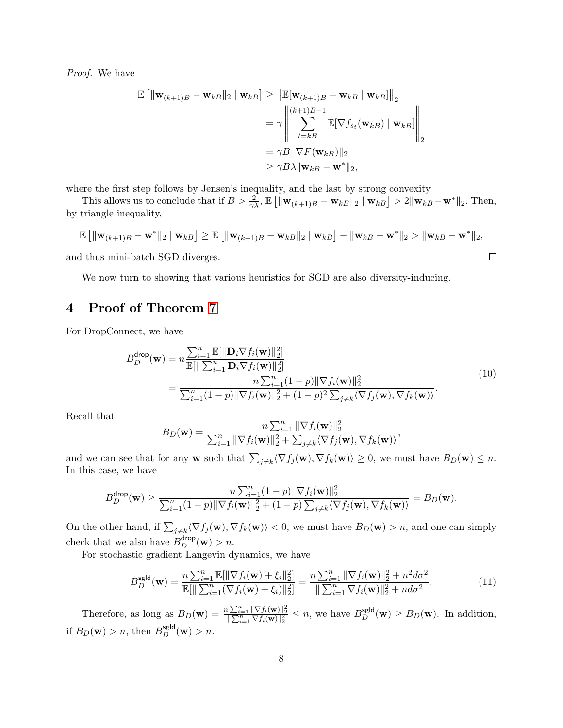*Proof.* We have

$$
\begin{aligned}
\mathbb{E}\left[\|\mathbf{w}_{(k+1)B} - \mathbf{w}_{kB}\|_2 \mid \mathbf{w}_{kB}\right] &\geq \left\|\mathbb{E}[\mathbf{w}_{(k+1)B} - \mathbf{w}_{kB} \mid \mathbf{w}_{kB}]\right\|_2 \\
&= \gamma \left\| \sum_{t=kB}^{(k+1)B-1} \mathbb{E}[\nabla f_{s_t}(\mathbf{w}_{kB}) \mid \mathbf{w}_{kB}] \right\|_2 \\
&= \gamma B \|\nabla F(\mathbf{w}_{kB})\|_2 \\
&\geq \gamma B \lambda \|\mathbf{w}_{kB} - \mathbf{w}^*\|_2,
\end{aligned}
$$

where the first step follows by Jensen's inequality, and the last by strong convexity.

This allows us to conclude that if $B > \frac{2}{\gamma\lambda}$, $\mathbb{E}\left[\|\mathbf{w}_{(k+1)B} - \mathbf{w}_{kB}\|_2 \mid \mathbf{w}_{kB}\right] > 2\|\mathbf{w}_{kB} - \mathbf{w}^*\|_2$. Then, by triangle inequality,

$$
\mathbb{E}\left[\|\mathbf{w}_{(k+1)B} - \mathbf{w}^*\|_2 \mid \mathbf{w}_{kB}\right] \geq \mathbb{E}\left[\|\mathbf{w}_{(k+1)B} - \mathbf{w}_{kB}\|_2 \mid \mathbf{w}_{kB}\right] - \|\mathbf{w}_{kB} - \mathbf{w}^*\|_2 > \|\mathbf{w}_{kB} - \mathbf{w}^*\|_2,
$$

and thus mini-batch SGD diverges. □

We now turn to showing that various heuristics for SGD are also diversity-inducing.

## 4 Proof of Theorem 7

For DropConnect, we have

$$
\begin{aligned}
B_D^{\mathsf{drop}}(\mathbf{w}) &= n \frac{\sum_{i=1}^n \mathbb{E}[\|\mathbf{D}_i \nabla f_i(\mathbf{w})\|_2^2]}{\mathbb{E}[\|\sum_{i=1}^n \mathbf{D}_i \nabla f_i(\mathbf{w})\|_2^2]} \\
&= \frac{n\sum_{i=1}^n (1-p)\|\nabla f_i(\mathbf{w})\|_2^2}{\sum_{i=1}^n (1-p)\|\nabla f_i(\mathbf{w})\|_2^2 + (1-p)^2 \sum_{j\neq k}\langle \nabla f_j(\mathbf{w}), \nabla f_k(\mathbf{w})\rangle}.
\end{aligned} \tag{10}
$$

Recall that

$$
B_D(\mathbf{w}) = \frac{n\sum_{i=1}^n \|\nabla f_i(\mathbf{w})\|_2^2}{\sum_{i=1}^n \|\nabla f_i(\mathbf{w})\|_2^2 + \sum_{j\neq k}\langle \nabla f_j(\mathbf{w}), \nabla f_k(\mathbf{w})\rangle},
$$

and we can see that for any $\mathbf{w}$ such that $\sum_{j\neq k}\langle \nabla f_j(\mathbf{w}), \nabla f_k(\mathbf{w})\rangle \geq 0$, we must have $B_D(\mathbf{w}) \leq n$. In this case, we have

$$
B_D^{\mathsf{drop}}(\mathbf{w}) \geq \frac{n\sum_{i=1}^n (1-p)\|\nabla f_i(\mathbf{w})\|_2^2}{\sum_{i=1}^n (1-p)\|\nabla f_i(\mathbf{w})\|_2^2 + (1-p)\sum_{j\neq k}\langle \nabla f_j(\mathbf{w}), \nabla f_k(\mathbf{w})\rangle} = B_D(\mathbf{w}).
$$

On the other hand, if $\sum_{j\neq k}\langle \nabla f_j(\mathbf{w}), \nabla f_k(\mathbf{w})\rangle < 0$, we must have $B_D(\mathbf{w}) > n$, and one can simply check that we also have $B_D^{\mathsf{drop}}(\mathbf{w}) > n$.

For stochastic gradient Langevin dynamics, we have

$$
B_D^{\mathsf{sgld}}(\mathbf{w}) = \frac{n\sum_{i=1}^n \mathbb{E}[\|\nabla f_i(\mathbf{w}) + \xi_i\|_2^2]}{\mathbb{E}[\|\sum_{i=1}^n (\nabla f_i(\mathbf{w}) + \xi_i)\|_2^2]} = \frac{n\sum_{i=1}^n \|\nabla f_i(\mathbf{w})\|_2^2 + n^2 d\sigma^2}{\|\sum_{i=1}^n \nabla f_i(\mathbf{w})\|_2^2 + nd\sigma^2}. \tag{11}
$$

Therefore, as long as $B_D(\mathbf{w}) = \frac{n\sum_{i=1}^n \|\nabla f_i(\mathbf{w})\|_2^2}{\|\sum_{i=1}^n \nabla f_i(\mathbf{w})\|_2^2} \leq n$, we have $B_D^{\mathsf{sgld}}(\mathbf{w}) \geq B_D(\mathbf{w})$. In addition, if $B_D(\mathbf{w}) > n$, then $B_D^{\mathsf{sgld}}(\mathbf{w}) > n$.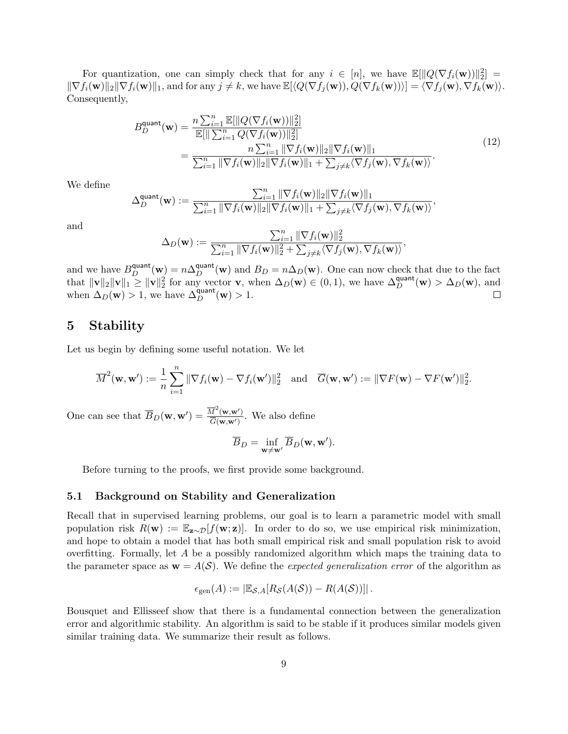For quantization, one can simply check that for any $i \in [n]$, we have $\mathbb{E}[\|Q(\nabla f_i(\mathbf{w}))\|_2^2] = \|\nabla f_i(\mathbf{w})\|_2 \|\nabla f_i(\mathbf{w})\|_1$, and for any $j \neq k$, we have $\mathbb{E}[\langle Q(\nabla f_j(\mathbf{w})), Q(\nabla f_k(\mathbf{w}))\rangle] = \langle \nabla f_j(\mathbf{w}), \nabla f_k(\mathbf{w})\rangle$. Consequently,

$$
\begin{aligned}
B_D^{\mathsf{quant}}(\mathbf{w}) &= \frac{n \sum_{i=1}^n \mathbb{E}[\|Q(\nabla f_i(\mathbf{w}))\|_2^2]}{\mathbb{E}[\|\sum_{i=1}^n Q(\nabla f_i(\mathbf{w}))\|_2^2]} \\
&= \frac{n \sum_{i=1}^n \|\nabla f_i(\mathbf{w})\|_2 \|\nabla f_i(\mathbf{w})\|_1}{\sum_{i=1}^n \|\nabla f_i(\mathbf{w})\|_2 \|\nabla f_i(\mathbf{w})\|_1 + \sum_{j \neq k} \langle \nabla f_j(\mathbf{w}), \nabla f_k(\mathbf{w})\rangle}.
\end{aligned} \tag{12}
$$

We define

$$
\Delta_D^{\mathsf{quant}}(\mathbf{w}) := \frac{\sum_{i=1}^n \|\nabla f_i(\mathbf{w})\|_2 \|\nabla f_i(\mathbf{w})\|_1}{\sum_{i=1}^n \|\nabla f_i(\mathbf{w})\|_2 \|\nabla f_i(\mathbf{w})\|_1 + \sum_{j \neq k} \langle \nabla f_j(\mathbf{w}), \nabla f_k(\mathbf{w})\rangle},
$$

and

$$
\Delta_D(\mathbf{w}) := \frac{\sum_{i=1}^n \|\nabla f_i(\mathbf{w})\|_2^2}{\sum_{i=1}^n \|\nabla f_i(\mathbf{w})\|_2^2 + \sum_{j \neq k} \langle \nabla f_j(\mathbf{w}), \nabla f_k(\mathbf{w})\rangle},
$$

and we have $B_D^{\mathsf{quant}}(\mathbf{w}) = n\Delta_D^{\mathsf{quant}}(\mathbf{w})$ and $B_D = n\Delta_D(\mathbf{w})$. One can now check that due to the fact that $\|\mathbf{v}\|_2 \|\mathbf{v}\|_1 \geq \|\mathbf{v}\|_2^2$ for any vector $\mathbf{v}$, when $\Delta_D(\mathbf{w}) \in (0, 1)$, we have $\Delta_D^{\mathsf{quant}}(\mathbf{w}) > \Delta_D(\mathbf{w})$, and when $\Delta_D(\mathbf{w}) > 1$, we have $\Delta_D^{\mathsf{quant}}(\mathbf{w}) > 1$. □

# 5 Stability

Let us begin by defining some useful notation. We let

$$
\overline{M}^2(\mathbf{w}, \mathbf{w}') := \frac{1}{n} \sum_{i=1}^n \|\nabla f_i(\mathbf{w}) - \nabla f_i(\mathbf{w}')\|_2^2 \quad \text{and} \quad \overline{G}(\mathbf{w}, \mathbf{w}') := \|\nabla F(\mathbf{w}) - \nabla F(\mathbf{w}')\|_2^2.
$$

One can see that $\overline{B}_D(\mathbf{w}, \mathbf{w}') = \frac{\overline{M}^2(\mathbf{w}, \mathbf{w}')}{\overline{G}(\mathbf{w}, \mathbf{w}')}$. We also define

$$
\overline{B}_D = \inf_{\mathbf{w} \neq \mathbf{w}'} \overline{B}_D(\mathbf{w}, \mathbf{w}').
$$

Before turning to the proofs, we first provide some background.

## 5.1 Background on Stability and Generalization

Recall that in supervised learning problems, our goal is to learn a parametric model with small population risk $R(\mathbf{w}) := \mathbb{E}_{\mathbf{z} \sim \mathcal{D}}[f(\mathbf{w}; \mathbf{z})]$. In order to do so, we use empirical risk minimization, and hope to obtain a model that has both small empirical risk and small population risk to avoid overfitting. Formally, let $A$ be a possibly randomized algorithm which maps the training data to the parameter space as $\mathbf{w} = A(\mathcal{S})$. We define the *expected generalization error* of the algorithm as

$$
\epsilon_{\text{gen}}(A) := |\mathbb{E}_{\mathcal{S}, A}[R_{\mathcal{S}}(A(\mathcal{S})) - R(A(\mathcal{S}))]|.
$$

Bousquet and Ellisseef show that there is a fundamental connection between the generalization error and algorithmic stability. An algorithm is said to be stable if it produces similar models given similar training data. We summarize their result as follows.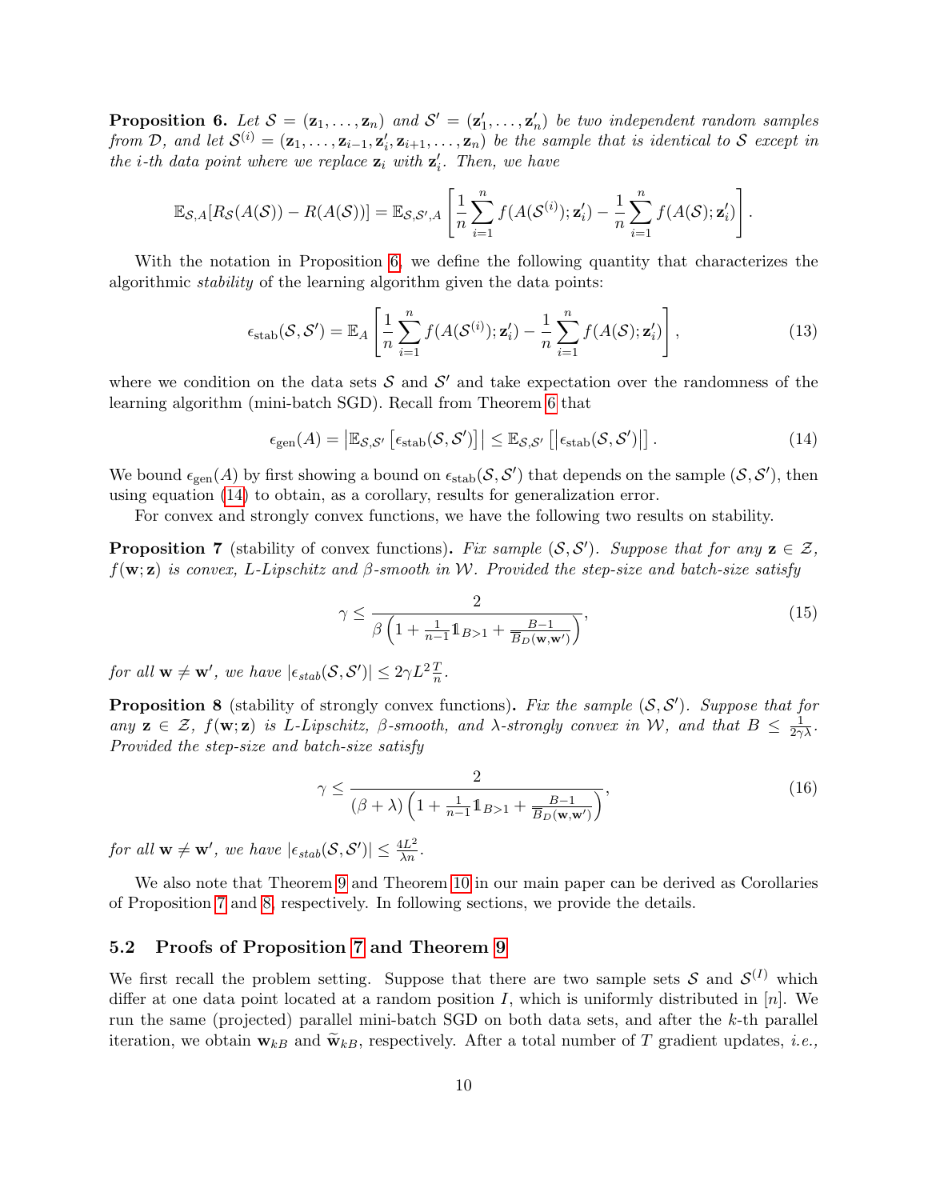**Proposition 6.** *Let $\mathcal{S} = (\mathbf{z}_1, \dots, \mathbf{z}_n)$ and $\mathcal{S}' = (\mathbf{z}'_1, \dots, \mathbf{z}'_n)$ be two independent random samples from $\mathcal{D}$, and let $\mathcal{S}^{(i)} = (\mathbf{z}_1, \dots, \mathbf{z}_{i-1}, \mathbf{z}'_i, \mathbf{z}_{i+1}, \dots, \mathbf{z}_n)$ be the sample that is identical to $\mathcal{S}$ except in the $i$-th data point where we replace $\mathbf{z}_i$ with $\mathbf{z}'_i$. Then, we have*

$$\mathbb{E}_{\mathcal{S},A}[R_{\mathcal{S}}(A(\mathcal{S})) - R(A(\mathcal{S}))] = \mathbb{E}_{\mathcal{S},\mathcal{S}',A}\left[\frac{1}{n}\sum_{i=1}^{n} f(A(\mathcal{S}^{(i)}); \mathbf{z}'_i) - \frac{1}{n}\sum_{i=1}^{n} f(A(\mathcal{S}); \mathbf{z}'_i)\right].$$

With the notation in Proposition 6, we define the following quantity that characterizes the algorithmic *stability* of the learning algorithm given the data points:

$$\epsilon_{\text{stab}}(\mathcal{S}, \mathcal{S}') = \mathbb{E}_A\left[\frac{1}{n}\sum_{i=1}^{n} f(A(\mathcal{S}^{(i)}); \mathbf{z}'_i) - \frac{1}{n}\sum_{i=1}^{n} f(A(\mathcal{S}); \mathbf{z}'_i)\right], \tag{13}$$

where we condition on the data sets $\mathcal{S}$ and $\mathcal{S}'$ and take expectation over the randomness of the learning algorithm (mini-batch SGD). Recall from Theorem 6 that

$$\epsilon_{\text{gen}}(A) = \left|\mathbb{E}_{\mathcal{S},\mathcal{S}'}\left[\epsilon_{\text{stab}}(\mathcal{S}, \mathcal{S}')\right]\right| \le \mathbb{E}_{\mathcal{S},\mathcal{S}'}\left[\left|\epsilon_{\text{stab}}(\mathcal{S}, \mathcal{S}')\right|\right]. \tag{14}$$

We bound $\epsilon_{\text{gen}}(A)$ by first showing a bound on $\epsilon_{\text{stab}}(\mathcal{S}, \mathcal{S}')$ that depends on the sample $(\mathcal{S}, \mathcal{S}')$, then using equation (14) to obtain, as a corollary, results for generalization error.

For convex and strongly convex functions, we have the following two results on stability.

**Proposition 7** (stability of convex functions)**.** *Fix sample $(\mathcal{S}, \mathcal{S}')$. Suppose that for any $\mathbf{z} \in \mathcal{Z}$, $f(\mathbf{w}; \mathbf{z})$ is convex, $L$-Lipschitz and $\beta$-smooth in $\mathcal{W}$. Provided the step-size and batch-size satisfy*

$$\gamma \le \frac{2}{\beta\left(1 + \frac{1}{n-1}\mathbb{1}_{B>1} + \frac{B-1}{B_D(\mathbf{w},\mathbf{w}')}\right)}, \tag{15}$$

*for all $\mathbf{w} \ne \mathbf{w}'$, we have $|\epsilon_{stab}(\mathcal{S}, \mathcal{S}')| \le 2\gamma L^2 \frac{T}{n}$.*

**Proposition 8** (stability of strongly convex functions)**.** *Fix the sample $(\mathcal{S}, \mathcal{S}')$. Suppose that for any $\mathbf{z} \in \mathcal{Z}$, $f(\mathbf{w}; \mathbf{z})$ is $L$-Lipschitz, $\beta$-smooth, and $\lambda$-strongly convex in $\mathcal{W}$, and that $B \le \frac{1}{2\gamma\lambda}$. Provided the step-size and batch-size satisfy*

$$\gamma \le \frac{2}{(\beta + \lambda)\left(1 + \frac{1}{n-1}\mathbb{1}_{B>1} + \frac{B-1}{B_D(\mathbf{w},\mathbf{w}')}\right)}, \tag{16}$$

*for all $\mathbf{w} \ne \mathbf{w}'$, we have $|\epsilon_{stab}(\mathcal{S}, \mathcal{S}')| \le \frac{4L^2}{\lambda n}$.*

We also note that Theorem 9 and Theorem 10 in our main paper can be derived as Corollaries of Proposition 7 and 8, respectively. In following sections, we provide the details.

## 5.2 Proofs of Proposition 7 and Theorem 9

We first recall the problem setting. Suppose that there are two sample sets $\mathcal{S}$ and $\mathcal{S}^{(I)}$ which differ at one data point located at a random position $I$, which is uniformly distributed in $[n]$. We run the same (projected) parallel mini-batch SGD on both data sets, and after the $k$-th parallel iteration, we obtain $\mathbf{w}_{kB}$ and $\widetilde{\mathbf{w}}_{kB}$, respectively. After a total number of $T$ gradient updates, *i.e.*,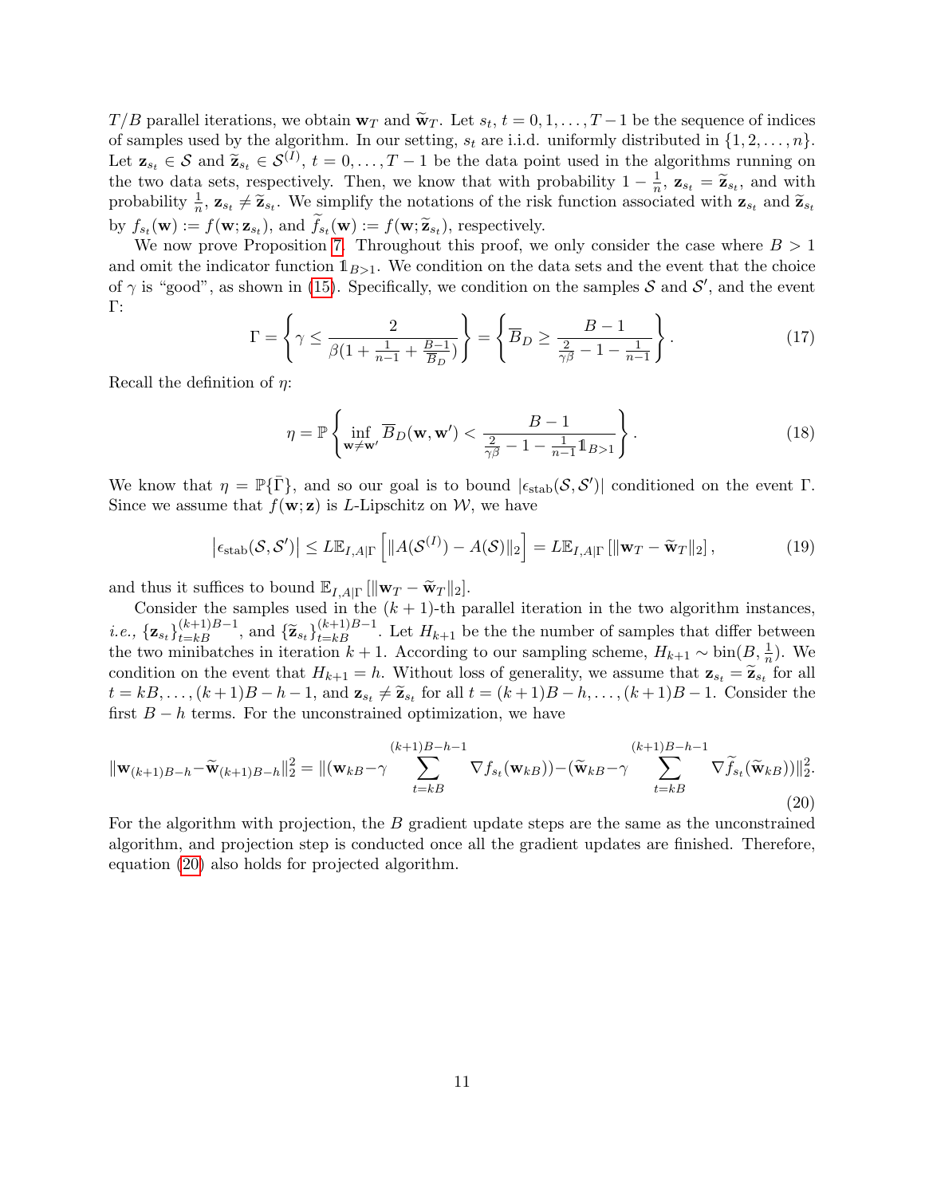$T/B$ parallel iterations, we obtain $\mathbf{w}_T$ and $\widetilde{\mathbf{w}}_T$. Let $s_t$, $t = 0, 1, \ldots, T-1$ be the sequence of indices of samples used by the algorithm. In our setting, $s_t$ are i.i.d. uniformly distributed in $\{1, 2, \ldots, n\}$. Let $\mathbf{z}_{s_t} \in \mathcal{S}$ and $\widetilde{\mathbf{z}}_{s_t} \in \mathcal{S}^{(I)}$, $t = 0, \ldots, T-1$ be the data point used in the algorithms running on the two data sets, respectively. Then, we know that with probability $1 - \frac{1}{n}$, $\mathbf{z}_{s_t} = \widetilde{\mathbf{z}}_{s_t}$, and with probability $\frac{1}{n}$, $\mathbf{z}_{s_t} \neq \widetilde{\mathbf{z}}_{s_t}$. We simplify the notations of the risk function associated with $\mathbf{z}_{s_t}$ and $\widetilde{\mathbf{z}}_{s_t}$ by $f_{s_t}(\mathbf{w}) := f(\mathbf{w}; \mathbf{z}_{s_t})$, and $\widetilde{f}_{s_t}(\mathbf{w}) := f(\mathbf{w}; \widetilde{\mathbf{z}}_{s_t})$, respectively.

We now prove Proposition 7. Throughout this proof, we only consider the case where $B > 1$ and omit the indicator function $\mathbb{1}_{B>1}$. We condition on the data sets and the event that the choice of $\gamma$ is "good", as shown in (15). Specifically, we condition on the samples $\mathcal{S}$ and $\mathcal{S}'$, and the event $\Gamma$:

$$\Gamma = \left\{ \gamma \leq \frac{2}{\beta(1 + \frac{1}{n-1} + \frac{B-1}{\overline{B}_D})} \right\} = \left\{ \overline{B}_D \geq \frac{B-1}{\frac{2}{\gamma\beta} - 1 - \frac{1}{n-1}} \right\}. \tag{17}$$

Recall the definition of $\eta$:

$$\eta = \mathbb{P}\left\{ \inf_{\mathbf{w} \neq \mathbf{w}'} \overline{B}_D(\mathbf{w}, \mathbf{w}') < \frac{B-1}{\frac{2}{\gamma\beta} - 1 - \frac{1}{n-1}\mathbb{1}_{B>1}} \right\}. \tag{18}$$

We know that $\eta = \mathbb{P}\{\bar{\Gamma}\}$, and so our goal is to bound $|\epsilon_{\text{stab}}(\mathcal{S}, \mathcal{S}')|$ conditioned on the event $\Gamma$. Since we assume that $f(\mathbf{w}; \mathbf{z})$ is $L$-Lipschitz on $\mathcal{W}$, we have

$$\left|\epsilon_{\text{stab}}(\mathcal{S}, \mathcal{S}')\right| \leq L\mathbb{E}_{I,A|\Gamma}\left[\|A(\mathcal{S}^{(I)}) - A(\mathcal{S})\|_2\right] = L\mathbb{E}_{I,A|\Gamma}\left[\|\mathbf{w}_T - \widetilde{\mathbf{w}}_T\|_2\right], \tag{19}$$

and thus it suffices to bound $\mathbb{E}_{I,A|\Gamma}\left[\|\mathbf{w}_T - \widetilde{\mathbf{w}}_T\|_2\right]$.

Consider the samples used in the $(k+1)$-th parallel iteration in the two algorithm instances, *i.e.*, $\{\mathbf{z}_{s_t}\}_{t=kB}^{(k+1)B-1}$, and $\{\widetilde{\mathbf{z}}_{s_t}\}_{t=kB}^{(k+1)B-1}$. Let $H_{k+1}$ be the the number of samples that differ between the two minibatches in iteration $k+1$. According to our sampling scheme, $H_{k+1} \sim \text{bin}(B, \frac{1}{n})$. We condition on the event that $H_{k+1} = h$. Without loss of generality, we assume that $\mathbf{z}_{s_t} = \widetilde{\mathbf{z}}_{s_t}$ for all $t = kB, \ldots, (k+1)B - h - 1$, and $\mathbf{z}_{s_t} \neq \widetilde{\mathbf{z}}_{s_t}$ for all $t = (k+1)B - h, \ldots, (k+1)B - 1$. Consider the first $B - h$ terms. For the unconstrained optimization, we have

$$\|\mathbf{w}_{(k+1)B-h} - \widetilde{\mathbf{w}}_{(k+1)B-h}\|_2^2 = \|(\mathbf{w}_{kB} - \gamma \sum_{t=kB}^{(k+1)B-h-1} \nabla f_{s_t}(\mathbf{w}_{kB})) - (\widetilde{\mathbf{w}}_{kB} - \gamma \sum_{t=kB}^{(k+1)B-h-1} \nabla \widetilde{f}_{s_t}(\widetilde{\mathbf{w}}_{kB}))\|_2^2. \tag{20}$$

For the algorithm with projection, the $B$ gradient update steps are the same as the unconstrained algorithm, and projection step is conducted once all the gradient updates are finished. Therefore, equation (20) also holds for projected algorithm.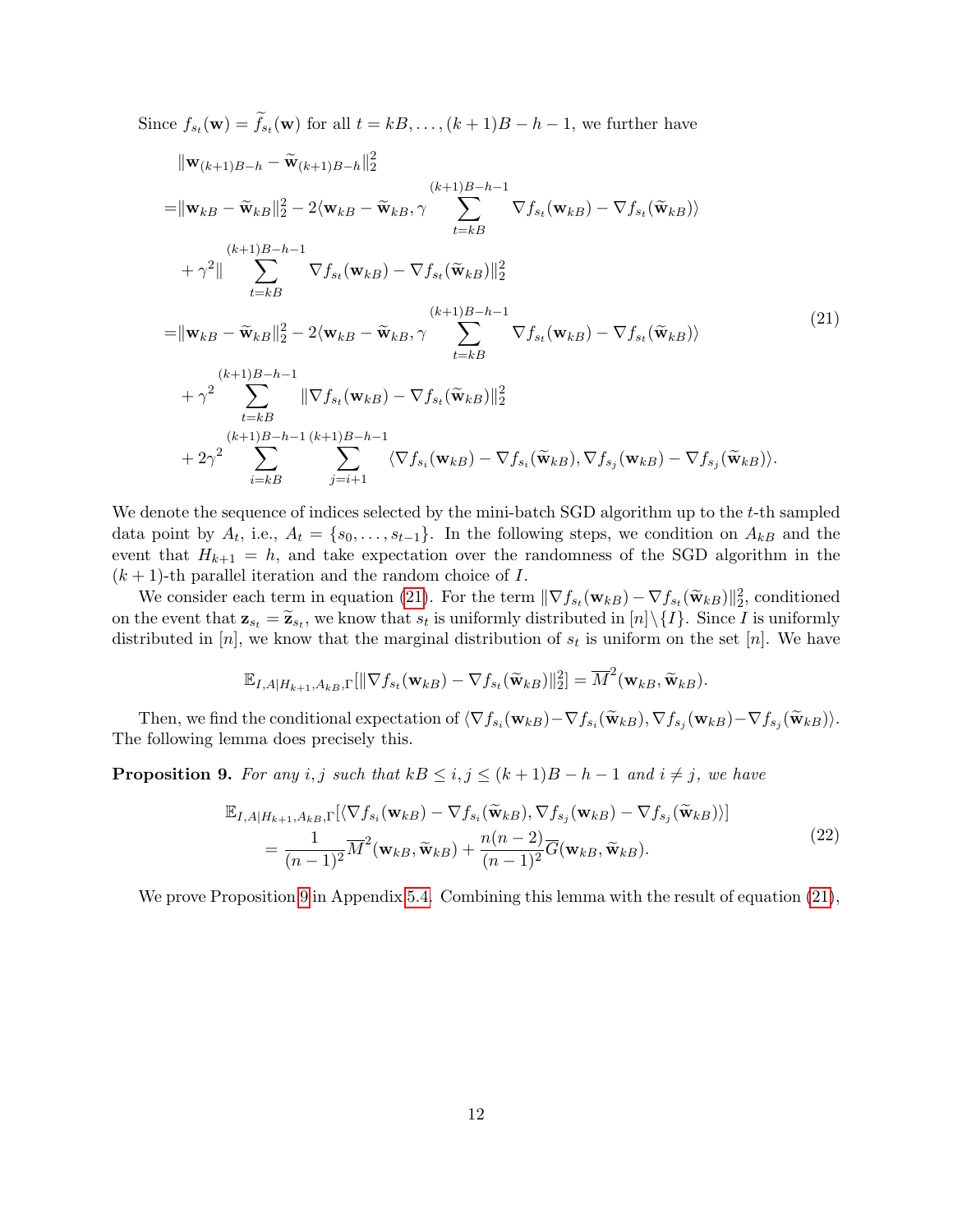Since $f_{s_t}(\mathbf{w}) = \widetilde{f}_{s_t}(\mathbf{w})$ for all $t = kB, \ldots, (k+1)B - h - 1$, we further have

$$
\begin{aligned}
&\|\mathbf{w}_{(k+1)B-h} - \widetilde{\mathbf{w}}_{(k+1)B-h}\|_2^2 \\
=&\|\mathbf{w}_{kB} - \widetilde{\mathbf{w}}_{kB}\|_2^2 - 2\langle \mathbf{w}_{kB} - \widetilde{\mathbf{w}}_{kB}, \gamma \sum_{t=kB}^{(k+1)B-h-1} \nabla f_{s_t}(\mathbf{w}_{kB}) - \nabla f_{s_t}(\widetilde{\mathbf{w}}_{kB})\rangle \\
&+ \gamma^2 \|\sum_{t=kB}^{(k+1)B-h-1} \nabla f_{s_t}(\mathbf{w}_{kB}) - \nabla f_{s_t}(\widetilde{\mathbf{w}}_{kB})\|_2^2 \\
=&\|\mathbf{w}_{kB} - \widetilde{\mathbf{w}}_{kB}\|_2^2 - 2\langle \mathbf{w}_{kB} - \widetilde{\mathbf{w}}_{kB}, \gamma \sum_{t=kB}^{(k+1)B-h-1} \nabla f_{s_t}(\mathbf{w}_{kB}) - \nabla f_{s_t}(\widetilde{\mathbf{w}}_{kB})\rangle \\
&+ \gamma^2 \sum_{t=kB}^{(k+1)B-h-1} \|\nabla f_{s_t}(\mathbf{w}_{kB}) - \nabla f_{s_t}(\widetilde{\mathbf{w}}_{kB})\|_2^2 \\
&+ 2\gamma^2 \sum_{i=kB}^{(k+1)B-h-1} \sum_{j=i+1}^{(k+1)B-h-1} \langle \nabla f_{s_i}(\mathbf{w}_{kB}) - \nabla f_{s_i}(\widetilde{\mathbf{w}}_{kB}), \nabla f_{s_j}(\mathbf{w}_{kB}) - \nabla f_{s_j}(\widetilde{\mathbf{w}}_{kB})\rangle.
\end{aligned}
\tag{21}
$$

We denote the sequence of indices selected by the mini-batch SGD algorithm up to the $t$-th sampled data point by $A_t$, i.e., $A_t = \{s_0, \ldots, s_{t-1}\}$. In the following steps, we condition on $A_{kB}$ and the event that $H_{k+1} = h$, and take expectation over the randomness of the SGD algorithm in the $(k+1)$-th parallel iteration and the random choice of $I$.

We consider each term in equation (21). For the term $\|\nabla f_{s_t}(\mathbf{w}_{kB}) - \nabla f_{s_t}(\widetilde{\mathbf{w}}_{kB})\|_2^2$, conditioned on the event that $\mathbf{z}_{s_t} = \widetilde{\mathbf{z}}_{s_t}$, we know that $s_t$ is uniformly distributed in $[n] \backslash \{I\}$. Since $I$ is uniformly distributed in $[n]$, we know that the marginal distribution of $s_t$ is uniform on the set $[n]$. We have

$$
\mathbb{E}_{I,A|H_{k+1},A_{kB},\Gamma}[\|\nabla f_{s_t}(\mathbf{w}_{kB}) - \nabla f_{s_t}(\widetilde{\mathbf{w}}_{kB})\|_2^2] = \overline{M}^2(\mathbf{w}_{kB}, \widetilde{\mathbf{w}}_{kB}).
$$

Then, we find the conditional expectation of $\langle \nabla f_{s_i}(\mathbf{w}_{kB}) - \nabla f_{s_i}(\widetilde{\mathbf{w}}_{kB}), \nabla f_{s_j}(\mathbf{w}_{kB}) - \nabla f_{s_j}(\widetilde{\mathbf{w}}_{kB})\rangle$. The following lemma does precisely this.

**Proposition 9.** *For any $i, j$ such that $kB \leq i, j \leq (k+1)B - h - 1$ and $i \neq j$, we have*

$$
\begin{aligned}
&\mathbb{E}_{I,A|H_{k+1},A_{kB},\Gamma}[\langle \nabla f_{s_i}(\mathbf{w}_{kB}) - \nabla f_{s_i}(\widetilde{\mathbf{w}}_{kB}), \nabla f_{s_j}(\mathbf{w}_{kB}) - \nabla f_{s_j}(\widetilde{\mathbf{w}}_{kB})\rangle] \\
&\quad = \frac{1}{(n-1)^2}\overline{M}^2(\mathbf{w}_{kB}, \widetilde{\mathbf{w}}_{kB}) + \frac{n(n-2)}{(n-1)^2}\overline{G}(\mathbf{w}_{kB}, \widetilde{\mathbf{w}}_{kB}).
\end{aligned}
\tag{22}
$$

We prove Proposition 9 in Appendix 5.4. Combining this lemma with the result of equation (21),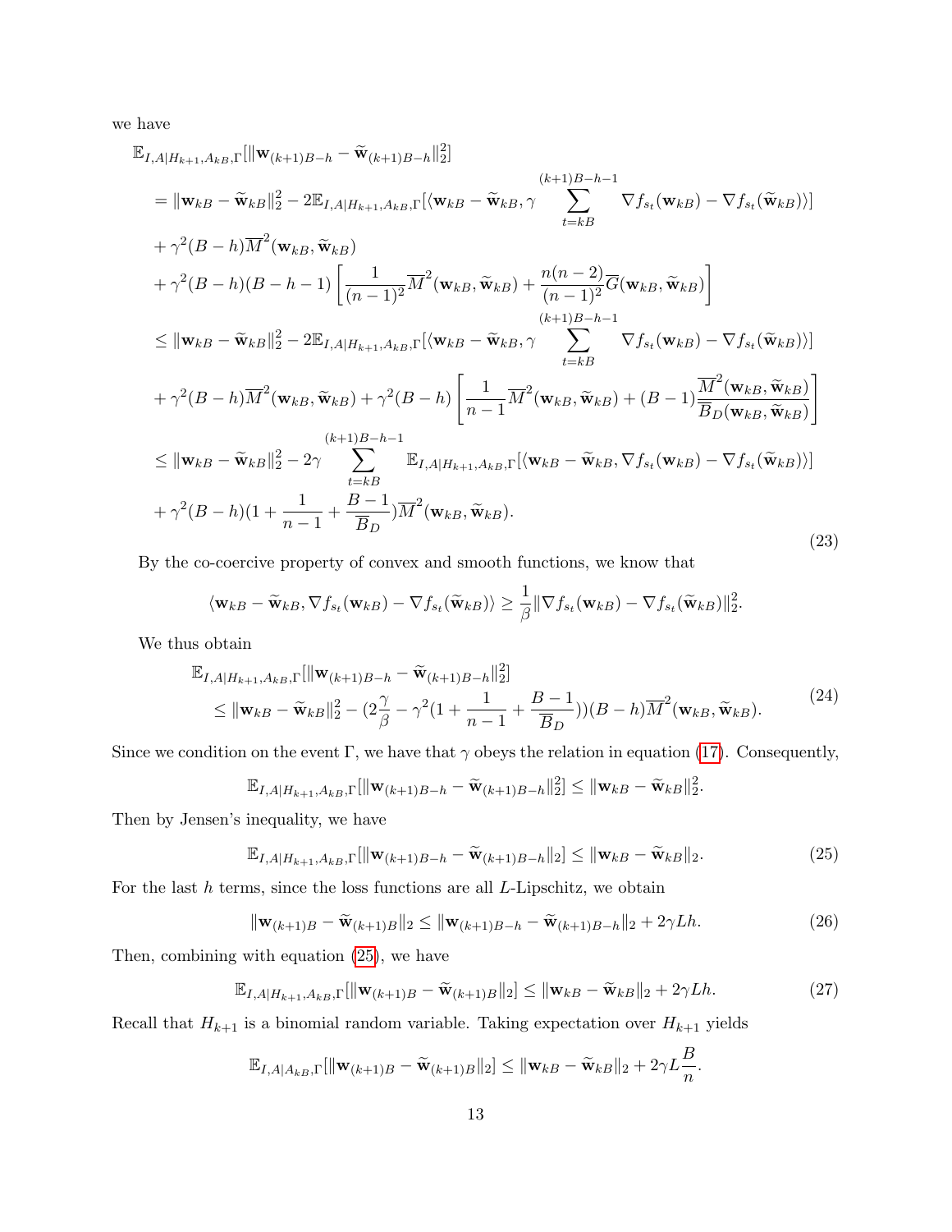we have

$$
\begin{aligned}
&\mathbb{E}_{I,A|H_{k+1},A_{kB},\Gamma}[\|\mathbf{w}_{(k+1)B-h} - \widetilde{\mathbf{w}}_{(k+1)B-h}\|_2^2] \\
&= \|\mathbf{w}_{kB} - \widetilde{\mathbf{w}}_{kB}\|_2^2 - 2\mathbb{E}_{I,A|H_{k+1},A_{kB},\Gamma}[\langle \mathbf{w}_{kB} - \widetilde{\mathbf{w}}_{kB}, \gamma \sum_{t=kB}^{(k+1)B-h-1} \nabla f_{s_t}(\mathbf{w}_{kB}) - \nabla f_{s_t}(\widetilde{\mathbf{w}}_{kB})\rangle] \\
&+ \gamma^2(B-h)\overline{M}^2(\mathbf{w}_{kB}, \widetilde{\mathbf{w}}_{kB}) \\
&+ \gamma^2(B-h)(B-h-1)\left[\frac{1}{(n-1)^2}\overline{M}^2(\mathbf{w}_{kB}, \widetilde{\mathbf{w}}_{kB}) + \frac{n(n-2)}{(n-1)^2}\overline{G}(\mathbf{w}_{kB}, \widetilde{\mathbf{w}}_{kB})\right] \\
&\leq \|\mathbf{w}_{kB} - \widetilde{\mathbf{w}}_{kB}\|_2^2 - 2\mathbb{E}_{I,A|H_{k+1},A_{kB},\Gamma}[\langle \mathbf{w}_{kB} - \widetilde{\mathbf{w}}_{kB}, \gamma \sum_{t=kB}^{(k+1)B-h-1} \nabla f_{s_t}(\mathbf{w}_{kB}) - \nabla f_{s_t}(\widetilde{\mathbf{w}}_{kB})\rangle] \\
&+ \gamma^2(B-h)\overline{M}^2(\mathbf{w}_{kB}, \widetilde{\mathbf{w}}_{kB}) + \gamma^2(B-h)\left[\frac{1}{n-1}\overline{M}^2(\mathbf{w}_{kB}, \widetilde{\mathbf{w}}_{kB}) + (B-1)\frac{\overline{M}^2(\mathbf{w}_{kB}, \widetilde{\mathbf{w}}_{kB})}{\overline{B}_D(\mathbf{w}_{kB}, \widetilde{\mathbf{w}}_{kB})}\right] \\
&\leq \|\mathbf{w}_{kB} - \widetilde{\mathbf{w}}_{kB}\|_2^2 - 2\gamma \sum_{t=kB}^{(k+1)B-h-1} \mathbb{E}_{I,A|H_{k+1},A_{kB},\Gamma}[\langle \mathbf{w}_{kB} - \widetilde{\mathbf{w}}_{kB}, \nabla f_{s_t}(\mathbf{w}_{kB}) - \nabla f_{s_t}(\widetilde{\mathbf{w}}_{kB})\rangle] \\
&+ \gamma^2(B-h)(1 + \frac{1}{n-1} + \frac{B-1}{\overline{B}_D})\overline{M}^2(\mathbf{w}_{kB}, \widetilde{\mathbf{w}}_{kB}).
\end{aligned}
\tag{23}
$$

By the co-coercive property of convex and smooth functions, we know that

$$
\langle \mathbf{w}_{kB} - \widetilde{\mathbf{w}}_{kB}, \nabla f_{s_t}(\mathbf{w}_{kB}) - \nabla f_{s_t}(\widetilde{\mathbf{w}}_{kB})\rangle \geq \frac{1}{\beta}\|\nabla f_{s_t}(\mathbf{w}_{kB}) - \nabla f_{s_t}(\widetilde{\mathbf{w}}_{kB})\|_2^2.
$$

We thus obtain

$$
\begin{aligned}
&\mathbb{E}_{I,A|H_{k+1},A_{kB},\Gamma}[\|\mathbf{w}_{(k+1)B-h} - \widetilde{\mathbf{w}}_{(k+1)B-h}\|_2^2] \\
&\leq \|\mathbf{w}_{kB} - \widetilde{\mathbf{w}}_{kB}\|_2^2 - (2\frac{\gamma}{\beta} - \gamma^2(1 + \frac{1}{n-1} + \frac{B-1}{\overline{B}_D}))(B-h)\overline{M}^2(\mathbf{w}_{kB}, \widetilde{\mathbf{w}}_{kB}).
\end{aligned}
\tag{24}
$$

Since we condition on the event $\Gamma$, we have that $\gamma$ obeys the relation in equation (17). Consequently,

$$
\mathbb{E}_{I,A|H_{k+1},A_{kB},\Gamma}[\|\mathbf{w}_{(k+1)B-h} - \widetilde{\mathbf{w}}_{(k+1)B-h}\|_2^2] \leq \|\mathbf{w}_{kB} - \widetilde{\mathbf{w}}_{kB}\|_2^2.
$$

Then by Jensen's inequality, we have

$$
\mathbb{E}_{I,A|H_{k+1},A_{kB},\Gamma}[\|\mathbf{w}_{(k+1)B-h} - \widetilde{\mathbf{w}}_{(k+1)B-h}\|_2] \leq \|\mathbf{w}_{kB} - \widetilde{\mathbf{w}}_{kB}\|_2. \tag{25}
$$

For the last $h$ terms, since the loss functions are all $L$-Lipschitz, we obtain

$$
\|\mathbf{w}_{(k+1)B} - \widetilde{\mathbf{w}}_{(k+1)B}\|_2 \leq \|\mathbf{w}_{(k+1)B-h} - \widetilde{\mathbf{w}}_{(k+1)B-h}\|_2 + 2\gamma L h. \tag{26}
$$

Then, combining with equation (25), we have

$$
\mathbb{E}_{I,A|H_{k+1},A_{kB},\Gamma}[\|\mathbf{w}_{(k+1)B} - \widetilde{\mathbf{w}}_{(k+1)B}\|_2] \leq \|\mathbf{w}_{kB} - \widetilde{\mathbf{w}}_{kB}\|_2 + 2\gamma L h. \tag{27}
$$

Recall that $H_{k+1}$ is a binomial random variable. Taking expectation over $H_{k+1}$ yields

$$
\mathbb{E}_{I,A|A_{kB},\Gamma}[\|\mathbf{w}_{(k+1)B} - \widetilde{\mathbf{w}}_{(k+1)B}\|_2] \leq \|\mathbf{w}_{kB} - \widetilde{\mathbf{w}}_{kB}\|_2 + 2\gamma L \frac{B}{n}.
$$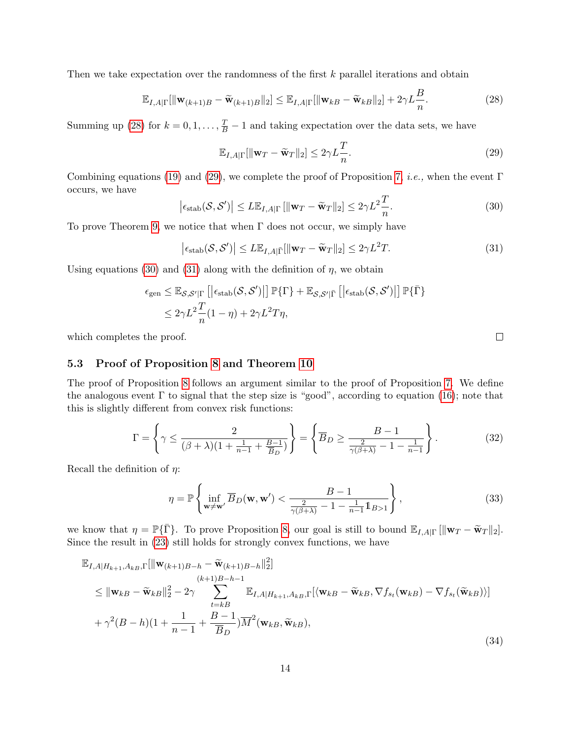Then we take expectation over the randomness of the first $k$ parallel iterations and obtain

$$\mathbb{E}_{I,A|\Gamma}[\|\mathbf{w}_{(k+1)B} - \widetilde{\mathbf{w}}_{(k+1)B}\|_2] \leq \mathbb{E}_{I,A|\Gamma}[\|\mathbf{w}_{kB} - \widetilde{\mathbf{w}}_{kB}\|_2] + 2\gamma L \frac{B}{n}. \tag{28}$$

Summing up (28) for $k = 0, 1, \ldots, \frac{T}{B} - 1$ and taking expectation over the data sets, we have

$$\mathbb{E}_{I,A|\Gamma}[\|\mathbf{w}_T - \widetilde{\mathbf{w}}_T\|_2] \leq 2\gamma L \frac{T}{n}. \tag{29}$$

Combining equations (19) and (29), we complete the proof of Proposition 7, *i.e.,* when the event $\Gamma$ occurs, we have

$$\left|\epsilon_{\text{stab}}(\mathcal{S}, \mathcal{S}')\right| \leq L\mathbb{E}_{I,A|\Gamma}\left[\|\mathbf{w}_T - \widetilde{\mathbf{w}}_T\|_2\right] \leq 2\gamma L^2 \frac{T}{n}. \tag{30}$$

To prove Theorem 9, we notice that when $\Gamma$ does not occur, we simply have

$$\left|\epsilon_{\text{stab}}(\mathcal{S}, \mathcal{S}')\right| \leq L\mathbb{E}_{I,A|\bar{\Gamma}}[\|\mathbf{w}_T - \widetilde{\mathbf{w}}_T\|_2] \leq 2\gamma L^2 T. \tag{31}$$

Using equations (30) and (31) along with the definition of $\eta$, we obtain

$$\begin{aligned}
\epsilon_{\text{gen}} &\leq \mathbb{E}_{\mathcal{S},\mathcal{S}'|\Gamma}\left[\left|\epsilon_{\text{stab}}(\mathcal{S}, \mathcal{S}')\right|\right] \mathbb{P}\{\Gamma\} + \mathbb{E}_{\mathcal{S},\mathcal{S}'|\bar{\Gamma}}\left[\left|\epsilon_{\text{stab}}(\mathcal{S}, \mathcal{S}')\right|\right] \mathbb{P}\{\bar{\Gamma}\} \\
&\leq 2\gamma L^2 \frac{T}{n}(1 - \eta) + 2\gamma L^2 T\eta,
\end{aligned}$$

which completes the proof. □

### 5.3 Proof of Proposition 8 and Theorem 10

The proof of Proposition 8 follows an argument similar to the proof of Proposition 7. We define the analogous event $\Gamma$ to signal that the step size is "good", according to equation (16); note that this is slightly different from convex risk functions:

$$\Gamma = \left\{\gamma \leq \frac{2}{(\beta + \lambda)(1 + \frac{1}{n-1} + \frac{B-1}{\overline{B}_D})}\right\} = \left\{\overline{B}_D \geq \frac{B - 1}{\frac{2}{\gamma(\beta+\lambda)} - 1 - \frac{1}{n-1}}\right\}. \tag{32}$$

Recall the definition of $\eta$:

$$\eta = \mathbb{P}\left\{\inf_{\mathbf{w} \neq \mathbf{w}'} \overline{B}_D(\mathbf{w}, \mathbf{w}') < \frac{B - 1}{\frac{2}{\gamma(\beta+\lambda)} - 1 - \frac{1}{n-1}\mathbb{1}_{B>1}}\right\}, \tag{33}$$

we know that $\eta = \mathbb{P}\{\bar{\Gamma}\}$. To prove Proposition 8, our goal is still to bound $\mathbb{E}_{I,A|\Gamma}\left[\|\mathbf{w}_T - \widetilde{\mathbf{w}}_T\|_2\right]$. Since the result in (23) still holds for strongly convex functions, we have

$$\begin{aligned}
&\mathbb{E}_{I,A|H_{k+1},A_{kB},\Gamma}[\|\mathbf{w}_{(k+1)B-h} - \widetilde{\mathbf{w}}_{(k+1)B-h}\|_2^2] \\
&\leq \|\mathbf{w}_{kB} - \widetilde{\mathbf{w}}_{kB}\|_2^2 - 2\gamma \sum_{t=kB}^{(k+1)B-h-1} \mathbb{E}_{I,A|H_{k+1},A_{kB},\Gamma}[\langle \mathbf{w}_{kB} - \widetilde{\mathbf{w}}_{kB}, \nabla f_{s_t}(\mathbf{w}_{kB}) - \nabla f_{s_t}(\widetilde{\mathbf{w}}_{kB})\rangle] \\
&+ \gamma^2(B - h)(1 + \frac{1}{n-1} + \frac{B-1}{\overline{B}_D})\overline{M}^2(\mathbf{w}_{kB}, \widetilde{\mathbf{w}}_{kB}),
\end{aligned} \tag{34}$$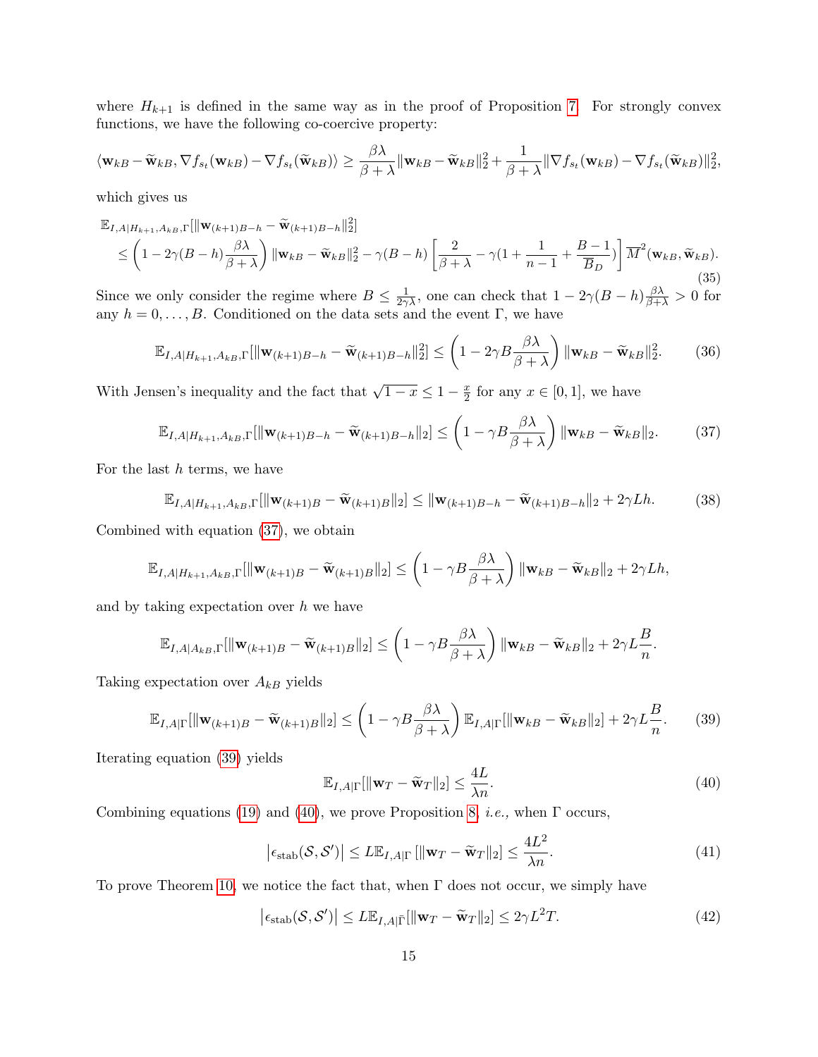where $H_{k+1}$ is defined in the same way as in the proof of Proposition 7. For strongly convex functions, we have the following co-coercive property:

$$\langle \mathbf{w}_{kB} - \widetilde{\mathbf{w}}_{kB}, \nabla f_{s_t}(\mathbf{w}_{kB}) - \nabla f_{s_t}(\widetilde{\mathbf{w}}_{kB}) \rangle \geq \frac{\beta\lambda}{\beta+\lambda}\|\mathbf{w}_{kB} - \widetilde{\mathbf{w}}_{kB}\|_2^2 + \frac{1}{\beta+\lambda}\|\nabla f_{s_t}(\mathbf{w}_{kB}) - \nabla f_{s_t}(\widetilde{\mathbf{w}}_{kB})\|_2^2,$$

which gives us

$$\begin{aligned}
&\mathbb{E}_{I,A|H_{k+1},A_{kB},\Gamma}[\|\mathbf{w}_{(k+1)B-h} - \widetilde{\mathbf{w}}_{(k+1)B-h}\|_2^2] \\
&\quad \leq \left(1 - 2\gamma(B-h)\frac{\beta\lambda}{\beta+\lambda}\right)\|\mathbf{w}_{kB} - \widetilde{\mathbf{w}}_{kB}\|_2^2 - \gamma(B-h)\left[\frac{2}{\beta+\lambda} - \gamma(1 + \frac{1}{n-1} + \frac{B-1}{\overline{B}_D})\right]\overline{M}^2(\mathbf{w}_{kB}, \widetilde{\mathbf{w}}_{kB}).
\end{aligned} \tag{35}$$

Since we only consider the regime where $B \leq \frac{1}{2\gamma\lambda}$, one can check that $1 - 2\gamma(B-h)\frac{\beta\lambda}{\beta+\lambda} > 0$ for any $h = 0, \ldots, B$. Conditioned on the data sets and the event $\Gamma$, we have

$$\mathbb{E}_{I,A|H_{k+1},A_{kB},\Gamma}[\|\mathbf{w}_{(k+1)B-h} - \widetilde{\mathbf{w}}_{(k+1)B-h}\|_2^2] \leq \left(1 - 2\gamma B\frac{\beta\lambda}{\beta+\lambda}\right)\|\mathbf{w}_{kB} - \widetilde{\mathbf{w}}_{kB}\|_2^2. \tag{36}$$

With Jensen's inequality and the fact that $\sqrt{1-x} \leq 1 - \frac{x}{2}$ for any $x \in [0,1]$, we have

$$\mathbb{E}_{I,A|H_{k+1},A_{kB},\Gamma}[\|\mathbf{w}_{(k+1)B-h} - \widetilde{\mathbf{w}}_{(k+1)B-h}\|_2] \leq \left(1 - \gamma B\frac{\beta\lambda}{\beta+\lambda}\right)\|\mathbf{w}_{kB} - \widetilde{\mathbf{w}}_{kB}\|_2. \tag{37}$$

For the last $h$ terms, we have

$$\mathbb{E}_{I,A|H_{k+1},A_{kB},\Gamma}[\|\mathbf{w}_{(k+1)B} - \widetilde{\mathbf{w}}_{(k+1)B}\|_2] \leq \|\mathbf{w}_{(k+1)B-h} - \widetilde{\mathbf{w}}_{(k+1)B-h}\|_2 + 2\gamma Lh. \tag{38}$$

Combined with equation (37), we obtain

$$\mathbb{E}_{I,A|H_{k+1},A_{kB},\Gamma}[\|\mathbf{w}_{(k+1)B} - \widetilde{\mathbf{w}}_{(k+1)B}\|_2] \leq \left(1 - \gamma B\frac{\beta\lambda}{\beta+\lambda}\right)\|\mathbf{w}_{kB} - \widetilde{\mathbf{w}}_{kB}\|_2 + 2\gamma Lh,$$

and by taking expectation over $h$ we have

$$\mathbb{E}_{I,A|A_{kB},\Gamma}[\|\mathbf{w}_{(k+1)B} - \widetilde{\mathbf{w}}_{(k+1)B}\|_2] \leq \left(1 - \gamma B\frac{\beta\lambda}{\beta+\lambda}\right)\|\mathbf{w}_{kB} - \widetilde{\mathbf{w}}_{kB}\|_2 + 2\gamma L\frac{B}{n}.$$

Taking expectation over $A_{kB}$ yields

$$\mathbb{E}_{I,A|\Gamma}[\|\mathbf{w}_{(k+1)B} - \widetilde{\mathbf{w}}_{(k+1)B}\|_2] \leq \left(1 - \gamma B\frac{\beta\lambda}{\beta+\lambda}\right)\mathbb{E}_{I,A|\Gamma}[\|\mathbf{w}_{kB} - \widetilde{\mathbf{w}}_{kB}\|_2] + 2\gamma L\frac{B}{n}. \tag{39}$$

Iterating equation (39) yields

$$\mathbb{E}_{I,A|\Gamma}[\|\mathbf{w}_T - \widetilde{\mathbf{w}}_T\|_2] \leq \frac{4L}{\lambda n}. \tag{40}$$

Combining equations (19) and (40), we prove Proposition 8, *i.e.,* when $\Gamma$ occurs,

$$\left|\epsilon_{\text{stab}}(\mathcal{S}, \mathcal{S}')\right| \leq L\mathbb{E}_{I,A|\Gamma}\left[\|\mathbf{w}_T - \widetilde{\mathbf{w}}_T\|_2\right] \leq \frac{4L^2}{\lambda n}. \tag{41}$$

To prove Theorem 10, we notice the fact that, when $\Gamma$ does not occur, we simply have

$$\left|\epsilon_{\text{stab}}(\mathcal{S}, \mathcal{S}')\right| \leq L\mathbb{E}_{I,A|\bar{\Gamma}}[\|\mathbf{w}_T - \widetilde{\mathbf{w}}_T\|_2] \leq 2\gamma L^2 T. \tag{42}$$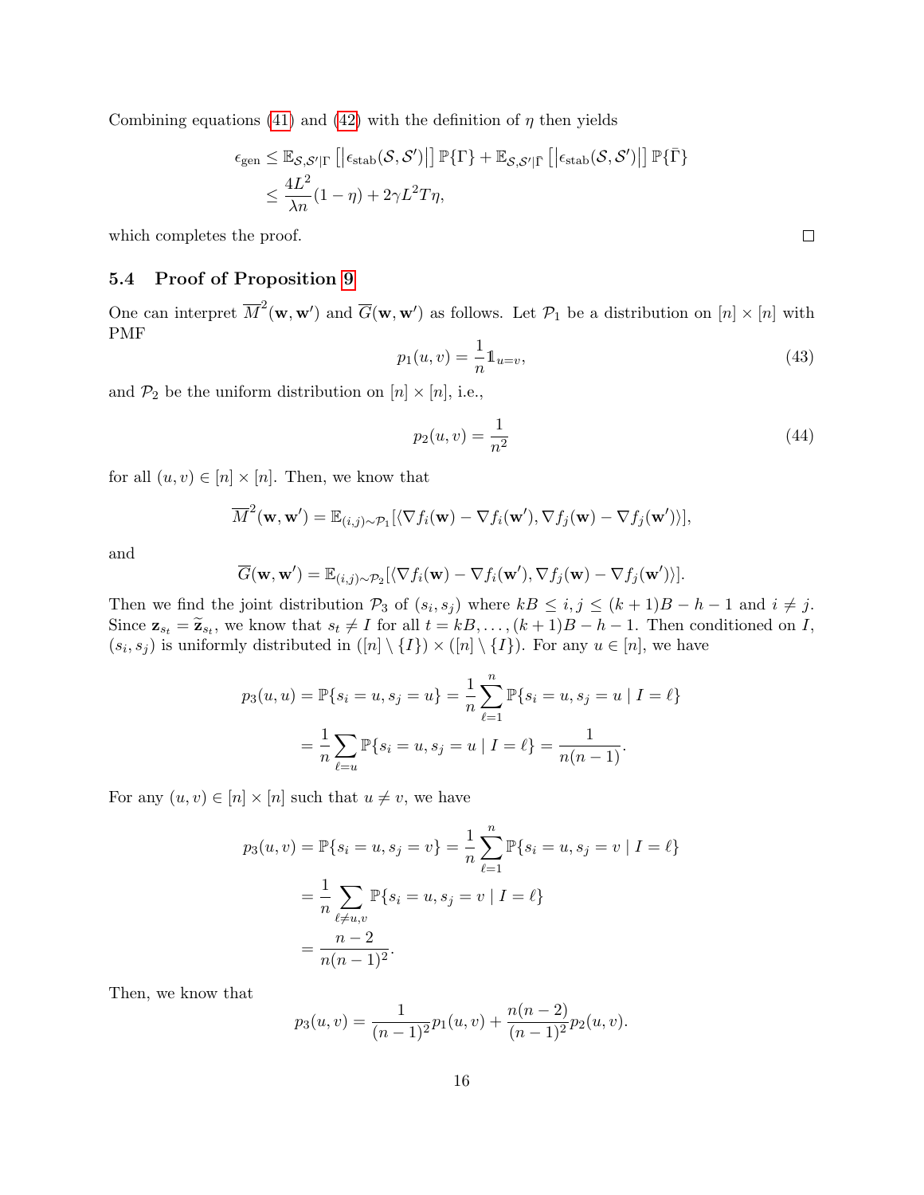Combining equations (41) and (42) with the definition of $\eta$ then yields

$$
\begin{aligned}
\epsilon_{\text{gen}} &\leq \mathbb{E}_{\mathcal{S},\mathcal{S}'|\Gamma}\left[\left|\epsilon_{\text{stab}}(\mathcal{S},\mathcal{S}')\right|\right]\mathbb{P}\{\Gamma\} + \mathbb{E}_{\mathcal{S},\mathcal{S}'|\bar{\Gamma}}\left[\left|\epsilon_{\text{stab}}(\mathcal{S},\mathcal{S}')\right|\right]\mathbb{P}\{\bar{\Gamma}\} \\
&\leq \frac{4L^2}{\lambda n}(1-\eta) + 2\gamma L^2 T\eta,
\end{aligned}
$$

which completes the proof. $\square$

### 5.4 Proof of Proposition 9

One can interpret $\overline{M}^2(\mathbf{w},\mathbf{w}')$ and $\overline{G}(\mathbf{w},\mathbf{w}')$ as follows. Let $\mathcal{P}_1$ be a distribution on $[n]\times[n]$ with PMF

$$
p_1(u,v) = \frac{1}{n}\mathbb{1}_{u=v}, \tag{43}
$$

and $\mathcal{P}_2$ be the uniform distribution on $[n]\times[n]$, i.e.,

$$
p_2(u,v) = \frac{1}{n^2} \tag{44}
$$

for all $(u,v)\in[n]\times[n]$. Then, we know that

$$
\overline{M}^2(\mathbf{w},\mathbf{w}') = \mathbb{E}_{(i,j)\sim\mathcal{P}_1}[\langle \nabla f_i(\mathbf{w}) - \nabla f_i(\mathbf{w}'), \nabla f_j(\mathbf{w}) - \nabla f_j(\mathbf{w}')\rangle],
$$

and

$$
\overline{G}(\mathbf{w},\mathbf{w}') = \mathbb{E}_{(i,j)\sim\mathcal{P}_2}[\langle \nabla f_i(\mathbf{w}) - \nabla f_i(\mathbf{w}'), \nabla f_j(\mathbf{w}) - \nabla f_j(\mathbf{w}')\rangle].
$$

Then we find the joint distribution $\mathcal{P}_3$ of $(s_i,s_j)$ where $kB\leq i,j\leq (k+1)B-h-1$ and $i\neq j$. Since $\mathbf{z}_{s_t} = \widetilde{\mathbf{z}}_{s_t}$, we know that $s_t\neq I$ for all $t = kB,\ldots,(k+1)B-h-1$. Then conditioned on $I$, $(s_i,s_j)$ is uniformly distributed in $([n]\setminus\{I\})\times([n]\setminus\{I\})$. For any $u\in[n]$, we have

$$
\begin{aligned}
p_3(u,u) = \mathbb{P}\{s_i = u, s_j = u\} &= \frac{1}{n}\sum_{\ell=1}^{n}\mathbb{P}\{s_i = u, s_j = u \mid I = \ell\} \\
&= \frac{1}{n}\sum_{\ell = u}\mathbb{P}\{s_i = u, s_j = u \mid I = \ell\} = \frac{1}{n(n-1)}.
\end{aligned}
$$

For any $(u,v)\in[n]\times[n]$ such that $u\neq v$, we have

$$
\begin{aligned}
p_3(u,v) = \mathbb{P}\{s_i = u, s_j = v\} &= \frac{1}{n}\sum_{\ell=1}^{n}\mathbb{P}\{s_i = u, s_j = v \mid I = \ell\} \\
&= \frac{1}{n}\sum_{\ell\neq u,v}\mathbb{P}\{s_i = u, s_j = v \mid I = \ell\} \\
&= \frac{n-2}{n(n-1)^2}.
\end{aligned}
$$

Then, we know that

$$
p_3(u,v) = \frac{1}{(n-1)^2}p_1(u,v) + \frac{n(n-2)}{(n-1)^2}p_2(u,v).
$$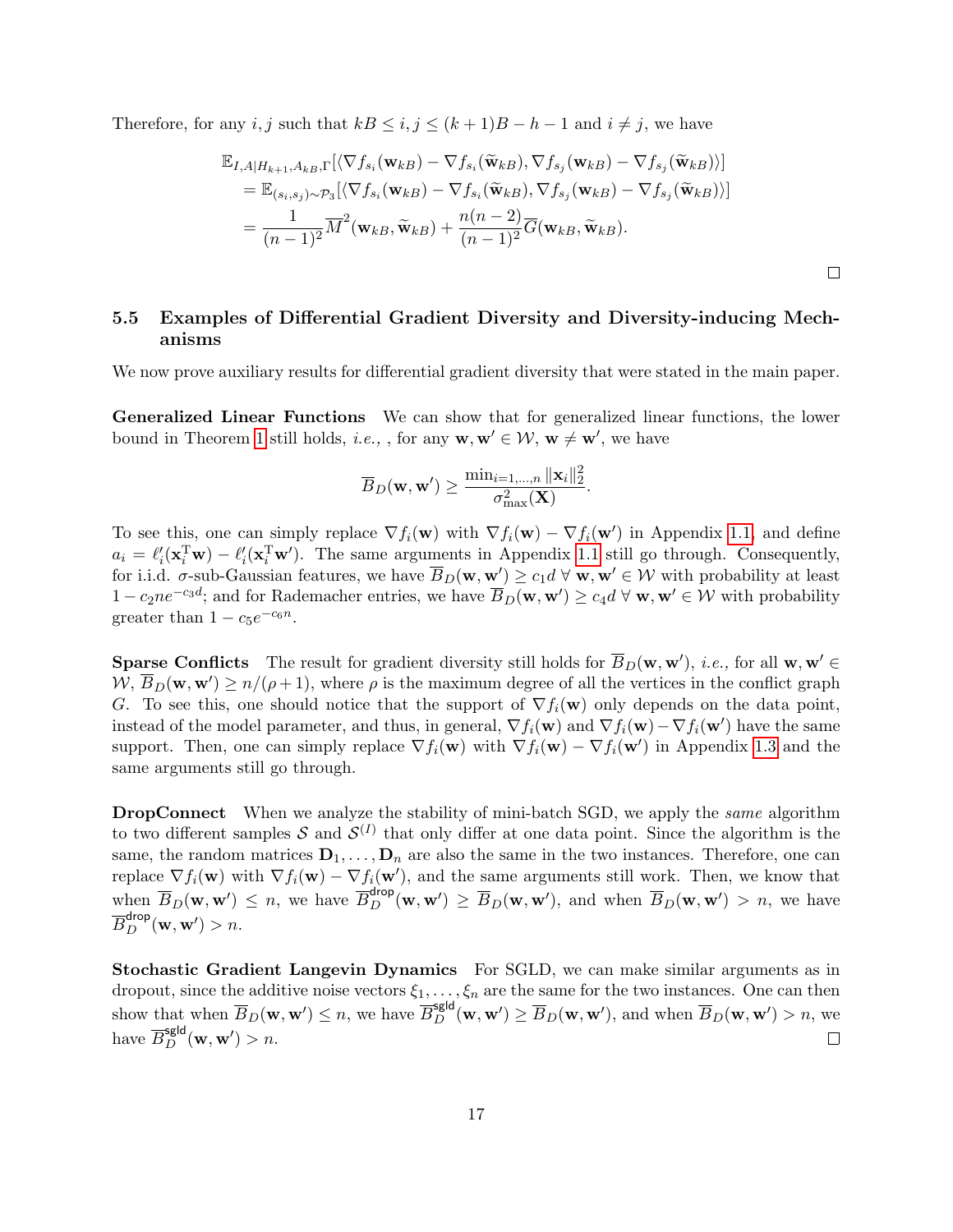Therefore, for any $i, j$ such that $kB \le i, j \le (k+1)B - h - 1$ and $i \ne j$, we have

$$
\begin{aligned}
&\mathbb{E}_{I,A|H_{k+1},A_{kB},\Gamma}[\langle \nabla f_{s_i}(\mathbf{w}_{kB}) - \nabla f_{s_i}(\widetilde{\mathbf{w}}_{kB}), \nabla f_{s_j}(\mathbf{w}_{kB}) - \nabla f_{s_j}(\widetilde{\mathbf{w}}_{kB})\rangle] \\
&= \mathbb{E}_{(s_i,s_j)\sim\mathcal{P}_3}[\langle \nabla f_{s_i}(\mathbf{w}_{kB}) - \nabla f_{s_i}(\widetilde{\mathbf{w}}_{kB}), \nabla f_{s_j}(\mathbf{w}_{kB}) - \nabla f_{s_j}(\widetilde{\mathbf{w}}_{kB})\rangle] \\
&= \frac{1}{(n-1)^2}\overline{M}^2(\mathbf{w}_{kB}, \widetilde{\mathbf{w}}_{kB}) + \frac{n(n-2)}{(n-1)^2}\overline{G}(\mathbf{w}_{kB}, \widetilde{\mathbf{w}}_{kB}).
\end{aligned}
$$

□

### 5.5 Examples of Differential Gradient Diversity and Diversity-inducing Mechanisms

We now prove auxiliary results for differential gradient diversity that were stated in the main paper.

**Generalized Linear Functions** We can show that for generalized linear functions, the lower bound in Theorem 1 still holds, *i.e.,* , for any $\mathbf{w}, \mathbf{w}' \in \mathcal{W}$, $\mathbf{w} \ne \mathbf{w}'$, we have

$$
\overline{B}_D(\mathbf{w}, \mathbf{w}') \ge \frac{\min_{i=1,\dots,n} \|\mathbf{x}_i\|_2^2}{\sigma_{\max}^2(\mathbf{X})}.
$$

To see this, one can simply replace $\nabla f_i(\mathbf{w})$ with $\nabla f_i(\mathbf{w}) - \nabla f_i(\mathbf{w}')$ in Appendix 1.1, and define $a_i = \ell_i'(\mathbf{x}_i^{\mathrm{T}}\mathbf{w}) - \ell_i'(\mathbf{x}_i^{\mathrm{T}}\mathbf{w}')$. The same arguments in Appendix 1.1 still go through. Consequently, for i.i.d. $\sigma$-sub-Gaussian features, we have $\overline{B}_D(\mathbf{w}, \mathbf{w}') \ge c_1 d \;\forall\; \mathbf{w}, \mathbf{w}' \in \mathcal{W}$ with probability at least $1 - c_2 n e^{-c_3 d}$; and for Rademacher entries, we have $\overline{B}_D(\mathbf{w}, \mathbf{w}') \ge c_4 d \;\forall\; \mathbf{w}, \mathbf{w}' \in \mathcal{W}$ with probability greater than $1 - c_5 e^{-c_6 n}$.

**Sparse Conflicts** The result for gradient diversity still holds for $\overline{B}_D(\mathbf{w}, \mathbf{w}')$, *i.e.,* for all $\mathbf{w}, \mathbf{w}' \in \mathcal{W}$, $\overline{B}_D(\mathbf{w}, \mathbf{w}') \ge n/(\rho + 1)$, where $\rho$ is the maximum degree of all the vertices in the conflict graph $G$. To see this, one should notice that the support of $\nabla f_i(\mathbf{w})$ only depends on the data point, instead of the model parameter, and thus, in general, $\nabla f_i(\mathbf{w})$ and $\nabla f_i(\mathbf{w}) - \nabla f_i(\mathbf{w}')$ have the same support. Then, one can simply replace $\nabla f_i(\mathbf{w})$ with $\nabla f_i(\mathbf{w}) - \nabla f_i(\mathbf{w}')$ in Appendix 1.3 and the same arguments still go through.

**DropConnect** When we analyze the stability of mini-batch SGD, we apply the *same* algorithm to two different samples $\mathcal{S}$ and $\mathcal{S}^{(I)}$ that only differ at one data point. Since the algorithm is the same, the random matrices $\mathbf{D}_1, \dots, \mathbf{D}_n$ are also the same in the two instances. Therefore, one can replace $\nabla f_i(\mathbf{w})$ with $\nabla f_i(\mathbf{w}) - \nabla f_i(\mathbf{w}')$, and the same arguments still work. Then, we know that when $\overline{B}_D(\mathbf{w}, \mathbf{w}') \le n$, we have $\overline{B}_D^{\mathsf{drop}}(\mathbf{w}, \mathbf{w}') \ge \overline{B}_D(\mathbf{w}, \mathbf{w}')$, and when $\overline{B}_D(\mathbf{w}, \mathbf{w}') > n$, we have $\overline{B}_D^{\mathsf{drop}}(\mathbf{w}, \mathbf{w}') > n$.

**Stochastic Gradient Langevin Dynamics** For SGLD, we can make similar arguments as in dropout, since the additive noise vectors $\xi_1, \dots, \xi_n$ are the same for the two instances. One can then show that when $\overline{B}_D(\mathbf{w}, \mathbf{w}') \le n$, we have $\overline{B}_D^{\mathsf{sgld}}(\mathbf{w}, \mathbf{w}') \ge \overline{B}_D(\mathbf{w}, \mathbf{w}')$, and when $\overline{B}_D(\mathbf{w}, \mathbf{w}') > n$, we have $\overline{B}_D^{\mathsf{sgld}}(\mathbf{w}, \mathbf{w}') > n$. □